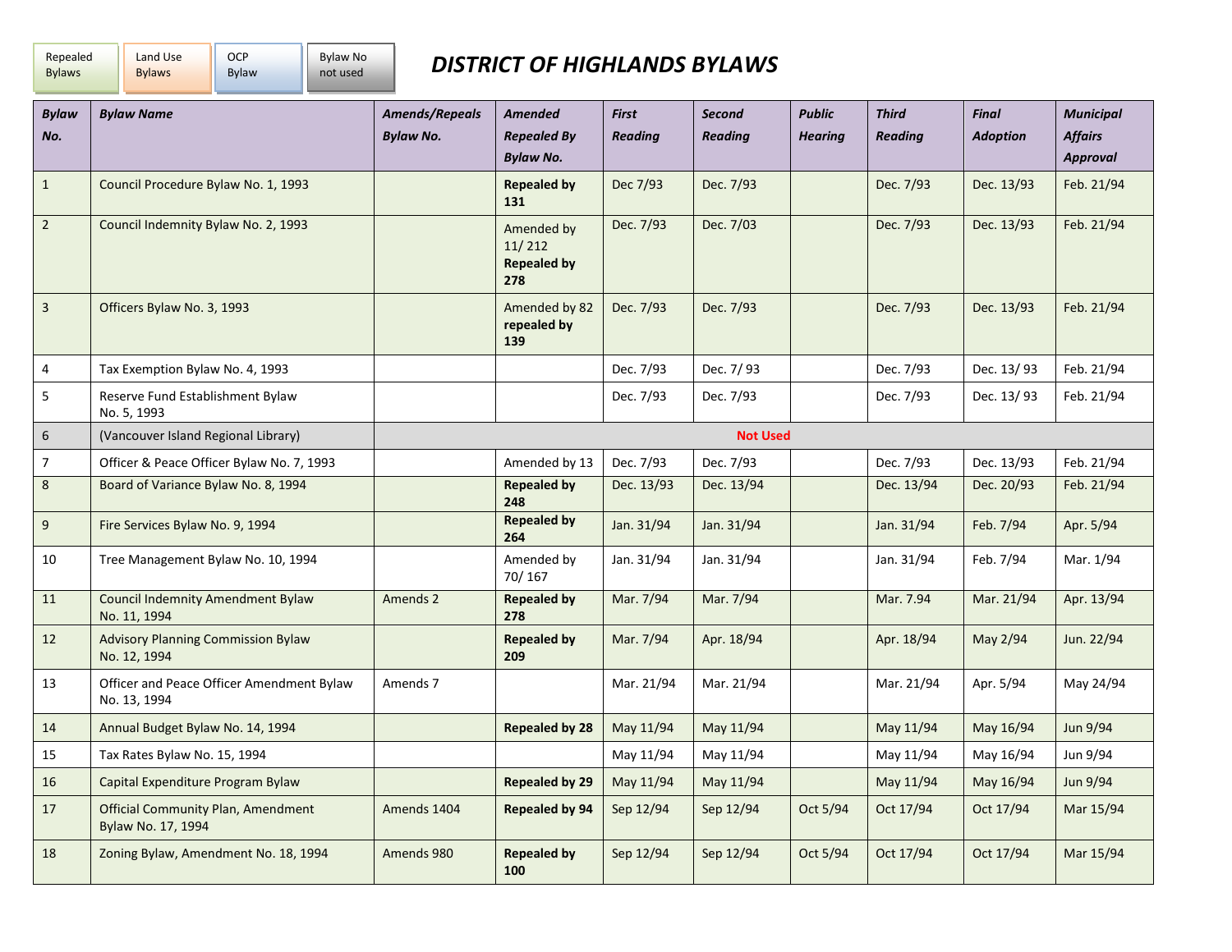Repealed Bylaws | Land Use Bylaws | OCP Bylaw | Bylaw No not used

# DISTRICT OF HIGHLANDS BYLAWS

| Bylaw No. | Bylaw Name | Amends/Repeals Bylaw No. | Amended Repealed By Bylaw No. | First Reading | Second Reading | Public Hearing | Third Reading | Final Adoption | Municipal Affairs Approval |
|---|---|---|---|---|---|---|---|---|---|
| 1 | Council Procedure Bylaw No. 1, 1993 | | **Repealed by 131** | Dec 7/93 | Dec. 7/93 | | Dec. 7/93 | Dec. 13/93 | Feb. 21/94 |
| 2 | Council Indemnity Bylaw No. 2, 1993 | | Amended by 11/ 212 **Repealed by 278** | Dec. 7/93 | Dec. 7/03 | | Dec. 7/93 | Dec. 13/93 | Feb. 21/94 |
| 3 | Officers Bylaw No. 3, 1993 | | Amended by 82 **repealed by 139** | Dec. 7/93 | Dec. 7/93 | | Dec. 7/93 | Dec. 13/93 | Feb. 21/94 |
| 4 | Tax Exemption Bylaw No. 4, 1993 | | | Dec. 7/93 | Dec. 7/ 93 | | Dec. 7/93 | Dec. 13/ 93 | Feb. 21/94 |
| 5 | Reserve Fund Establishment Bylaw No. 5, 1993 | | | Dec. 7/93 | Dec. 7/93 | | Dec. 7/93 | Dec. 13/ 93 | Feb. 21/94 |
| 6 | (Vancouver Island Regional Library) | **Not Used** | | | | | | | |
| 7 | Officer & Peace Officer Bylaw No. 7, 1993 | | Amended by 13 | Dec. 7/93 | Dec. 7/93 | | Dec. 7/93 | Dec. 13/93 | Feb. 21/94 |
| 8 | Board of Variance Bylaw No. 8, 1994 | | **Repealed by 248** | Dec. 13/93 | Dec. 13/94 | | Dec. 13/94 | Dec. 20/93 | Feb. 21/94 |
| 9 | Fire Services Bylaw No. 9, 1994 | | **Repealed by 264** | Jan. 31/94 | Jan. 31/94 | | Jan. 31/94 | Feb. 7/94 | Apr. 5/94 |
| 10 | Tree Management Bylaw No. 10, 1994 | | Amended by 70/ 167 | Jan. 31/94 | Jan. 31/94 | | Jan. 31/94 | Feb. 7/94 | Mar. 1/94 |
| 11 | Council Indemnity Amendment Bylaw No. 11, 1994 | Amends 2 | **Repealed by 278** | Mar. 7/94 | Mar. 7/94 | | Mar. 7.94 | Mar. 21/94 | Apr. 13/94 |
| 12 | Advisory Planning Commission Bylaw No. 12, 1994 | | **Repealed by 209** | Mar. 7/94 | Apr. 18/94 | | Apr. 18/94 | May 2/94 | Jun. 22/94 |
| 13 | Officer and Peace Officer Amendment Bylaw No. 13, 1994 | Amends 7 | | Mar. 21/94 | Mar. 21/94 | | Mar. 21/94 | Apr. 5/94 | May 24/94 |
| 14 | Annual Budget Bylaw No. 14, 1994 | | **Repealed by 28** | May 11/94 | May 11/94 | | May 11/94 | May 16/94 | Jun 9/94 |
| 15 | Tax Rates Bylaw No. 15, 1994 | | | May 11/94 | May 11/94 | | May 11/94 | May 16/94 | Jun 9/94 |
| 16 | Capital Expenditure Program Bylaw | | **Repealed by 29** | May 11/94 | May 11/94 | | May 11/94 | May 16/94 | Jun 9/94 |
| 17 | Official Community Plan, Amendment Bylaw No. 17, 1994 | Amends 1404 | **Repealed by 94** | Sep 12/94 | Sep 12/94 | Oct 5/94 | Oct 17/94 | Oct 17/94 | Mar 15/94 |
| 18 | Zoning Bylaw, Amendment No. 18, 1994 | Amends 980 | **Repealed by 100** | Sep 12/94 | Sep 12/94 | Oct 5/94 | Oct 17/94 | Oct 17/94 | Mar 15/94 |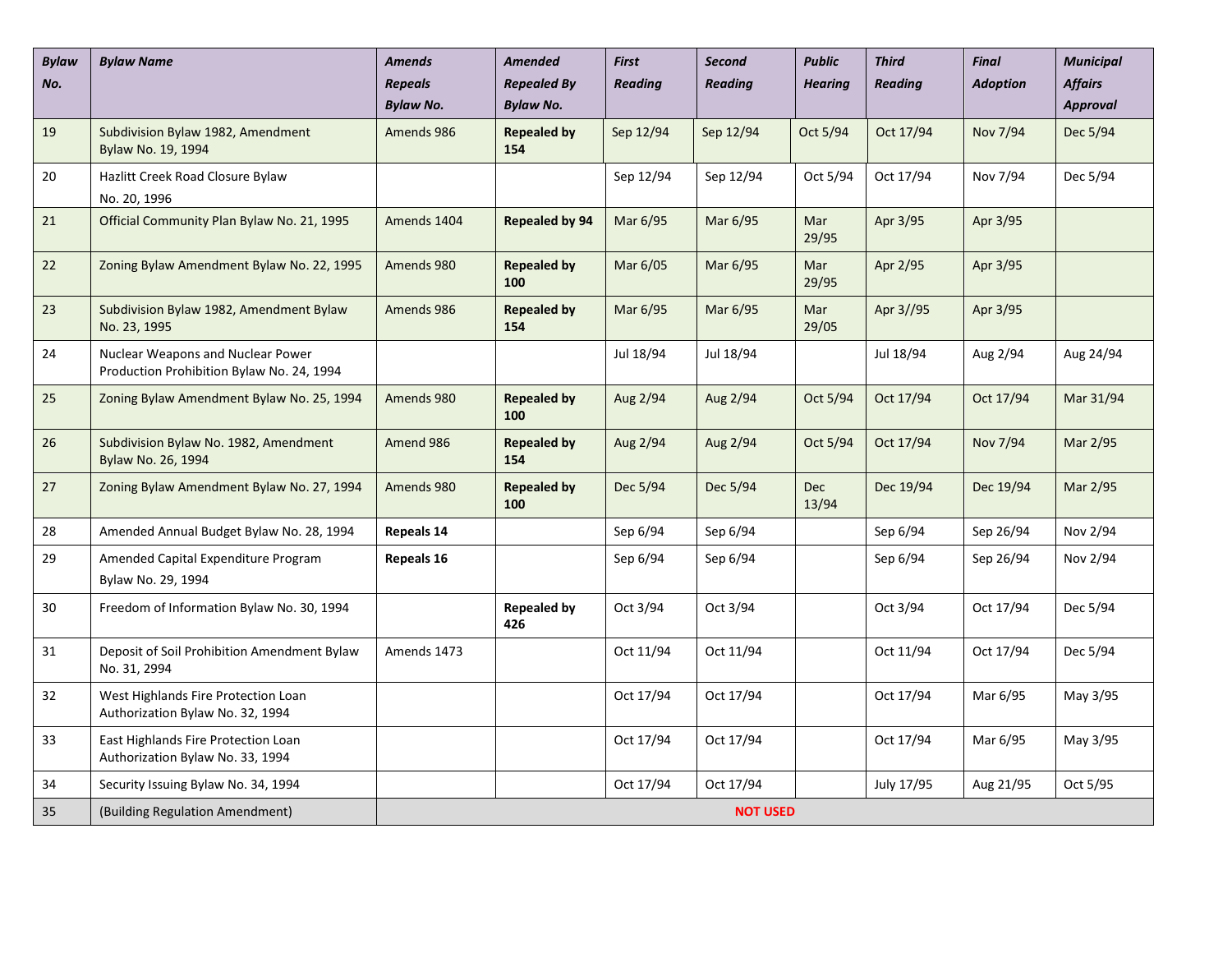| *Bylaw No.* | *Bylaw Name* | *Amends Repeals Bylaw No.* | *Amended Repealed By Bylaw No.* | *First Reading* | *Second Reading* | *Public Hearing* | *Third Reading* | *Final Adoption* | *Municipal Affairs Approval* |
|---|---|---|---|---|---|---|---|---|---|
| 19 | Subdivision Bylaw 1982, Amendment Bylaw No. 19, 1994 | Amends 986 | **Repealed by 154** | Sep 12/94 | Sep 12/94 | Oct 5/94 | Oct 17/94 | Nov 7/94 | Dec 5/94 |
| 20 | Hazlitt Creek Road Closure Bylaw No. 20, 1996 | | | Sep 12/94 | Sep 12/94 | Oct 5/94 | Oct 17/94 | Nov 7/94 | Dec 5/94 |
| 21 | Official Community Plan Bylaw No. 21, 1995 | Amends 1404 | **Repealed by 94** | Mar 6/95 | Mar 6/95 | Mar 29/95 | Apr 3/95 | Apr 3/95 | |
| 22 | Zoning Bylaw Amendment Bylaw No. 22, 1995 | Amends 980 | **Repealed by 100** | Mar 6/05 | Mar 6/95 | Mar 29/95 | Apr 2/95 | Apr 3/95 | |
| 23 | Subdivision Bylaw 1982, Amendment Bylaw No. 23, 1995 | Amends 986 | **Repealed by 154** | Mar 6/95 | Mar 6/95 | Mar 29/05 | Apr 3//95 | Apr 3/95 | |
| 24 | Nuclear Weapons and Nuclear Power Production Prohibition Bylaw No. 24, 1994 | | | Jul 18/94 | Jul 18/94 | | Jul 18/94 | Aug 2/94 | Aug 24/94 |
| 25 | Zoning Bylaw Amendment Bylaw No. 25, 1994 | Amends 980 | **Repealed by 100** | Aug 2/94 | Aug 2/94 | Oct 5/94 | Oct 17/94 | Oct 17/94 | Mar 31/94 |
| 26 | Subdivision Bylaw No. 1982, Amendment Bylaw No. 26, 1994 | Amend 986 | **Repealed by 154** | Aug 2/94 | Aug 2/94 | Oct 5/94 | Oct 17/94 | Nov 7/94 | Mar 2/95 |
| 27 | Zoning Bylaw Amendment Bylaw No. 27, 1994 | Amends 980 | **Repealed by 100** | Dec 5/94 | Dec 5/94 | Dec 13/94 | Dec 19/94 | Dec 19/94 | Mar 2/95 |
| 28 | Amended Annual Budget Bylaw No. 28, 1994 | **Repeals 14** | | Sep 6/94 | Sep 6/94 | | Sep 6/94 | Sep 26/94 | Nov 2/94 |
| 29 | Amended Capital Expenditure Program Bylaw No. 29, 1994 | **Repeals 16** | | Sep 6/94 | Sep 6/94 | | Sep 6/94 | Sep 26/94 | Nov 2/94 |
| 30 | Freedom of Information Bylaw No. 30, 1994 | | **Repealed by 426** | Oct 3/94 | Oct 3/94 | | Oct 3/94 | Oct 17/94 | Dec 5/94 |
| 31 | Deposit of Soil Prohibition Amendment Bylaw No. 31, 2994 | Amends 1473 | | Oct 11/94 | Oct 11/94 | | Oct 11/94 | Oct 17/94 | Dec 5/94 |
| 32 | West Highlands Fire Protection Loan Authorization Bylaw No. 32, 1994 | | | Oct 17/94 | Oct 17/94 | | Oct 17/94 | Mar 6/95 | May 3/95 |
| 33 | East Highlands Fire Protection Loan Authorization Bylaw No. 33, 1994 | | | Oct 17/94 | Oct 17/94 | | Oct 17/94 | Mar 6/95 | May 3/95 |
| 34 | Security Issuing Bylaw No. 34, 1994 | | | Oct 17/94 | Oct 17/94 | | July 17/95 | Aug 21/95 | Oct 5/95 |
| 35 | (Building Regulation Amendment) | **NOT USED** | | | | | | | |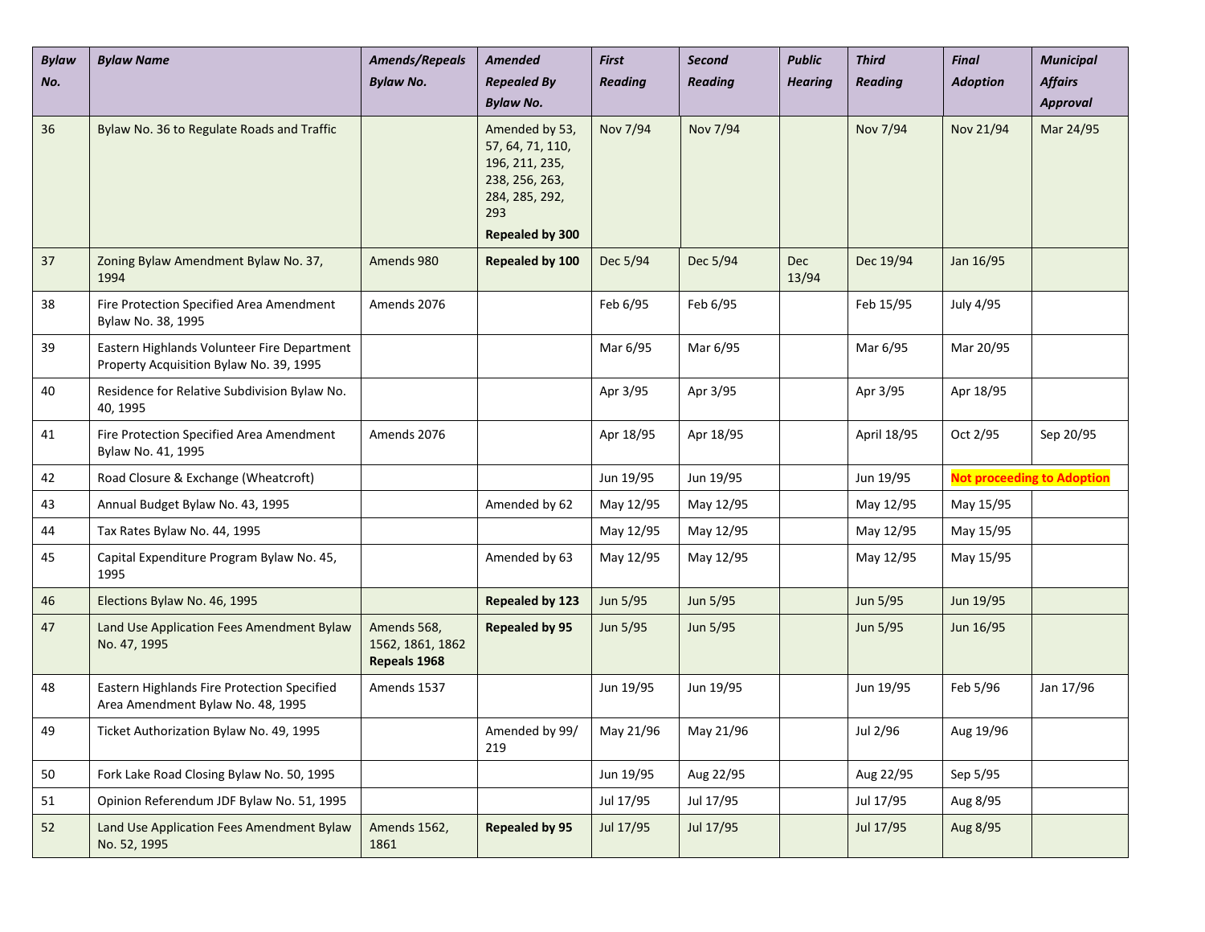| *Bylaw No.* | *Bylaw Name* | *Amends/Repeals Bylaw No.* | *Amended Repealed By Bylaw No.* | *First Reading* | *Second Reading* | *Public Hearing* | *Third Reading* | *Final Adoption* | *Municipal Affairs Approval* |
|---|---|---|---|---|---|---|---|---|---|
| 36 | Bylaw No. 36 to Regulate Roads and Traffic | | Amended by 53, 57, 64, 71, 110, 196, 211, 235, 238, 256, 263, 284, 285, 292, 293 **Repealed by 300** | Nov 7/94 | Nov 7/94 | | Nov 7/94 | Nov 21/94 | Mar 24/95 |
| 37 | Zoning Bylaw Amendment Bylaw No. 37, 1994 | Amends 980 | **Repealed by 100** | Dec 5/94 | Dec 5/94 | Dec 13/94 | Dec 19/94 | Jan 16/95 | |
| 38 | Fire Protection Specified Area Amendment Bylaw No. 38, 1995 | Amends 2076 | | Feb 6/95 | Feb 6/95 | | Feb 15/95 | July 4/95 | |
| 39 | Eastern Highlands Volunteer Fire Department Property Acquisition Bylaw No. 39, 1995 | | | Mar 6/95 | Mar 6/95 | | Mar 6/95 | Mar 20/95 | |
| 40 | Residence for Relative Subdivision Bylaw No. 40, 1995 | | | Apr 3/95 | Apr 3/95 | | Apr 3/95 | Apr 18/95 | |
| 41 | Fire Protection Specified Area Amendment Bylaw No. 41, 1995 | Amends 2076 | | Apr 18/95 | Apr 18/95 | | April 18/95 | Oct 2/95 | Sep 20/95 |
| 42 | Road Closure & Exchange (Wheatcroft) | | | Jun 19/95 | Jun 19/95 | | Jun 19/95 | **Not proceeding to Adoption** | |
| 43 | Annual Budget Bylaw No. 43, 1995 | | Amended by 62 | May 12/95 | May 12/95 | | May 12/95 | May 15/95 | |
| 44 | Tax Rates Bylaw No. 44, 1995 | | | May 12/95 | May 12/95 | | May 12/95 | May 15/95 | |
| 45 | Capital Expenditure Program Bylaw No. 45, 1995 | | Amended by 63 | May 12/95 | May 12/95 | | May 12/95 | May 15/95 | |
| 46 | Elections Bylaw No. 46, 1995 | | **Repealed by 123** | Jun 5/95 | Jun 5/95 | | Jun 5/95 | Jun 19/95 | |
| 47 | Land Use Application Fees Amendment Bylaw No. 47, 1995 | Amends 568, 1562, 1861, 1862 **Repeals 1968** | **Repealed by 95** | Jun 5/95 | Jun 5/95 | | Jun 5/95 | Jun 16/95 | |
| 48 | Eastern Highlands Fire Protection Specified Area Amendment Bylaw No. 48, 1995 | Amends 1537 | | Jun 19/95 | Jun 19/95 | | Jun 19/95 | Feb 5/96 | Jan 17/96 |
| 49 | Ticket Authorization Bylaw No. 49, 1995 | | Amended by 99/ 219 | May 21/96 | May 21/96 | | Jul 2/96 | Aug 19/96 | |
| 50 | Fork Lake Road Closing Bylaw No. 50, 1995 | | | Jun 19/95 | Aug 22/95 | | Aug 22/95 | Sep 5/95 | |
| 51 | Opinion Referendum JDF Bylaw No. 51, 1995 | | | Jul 17/95 | Jul 17/95 | | Jul 17/95 | Aug 8/95 | |
| 52 | Land Use Application Fees Amendment Bylaw No. 52, 1995 | Amends 1562, 1861 | **Repealed by 95** | Jul 17/95 | Jul 17/95 | | Jul 17/95 | Aug 8/95 | |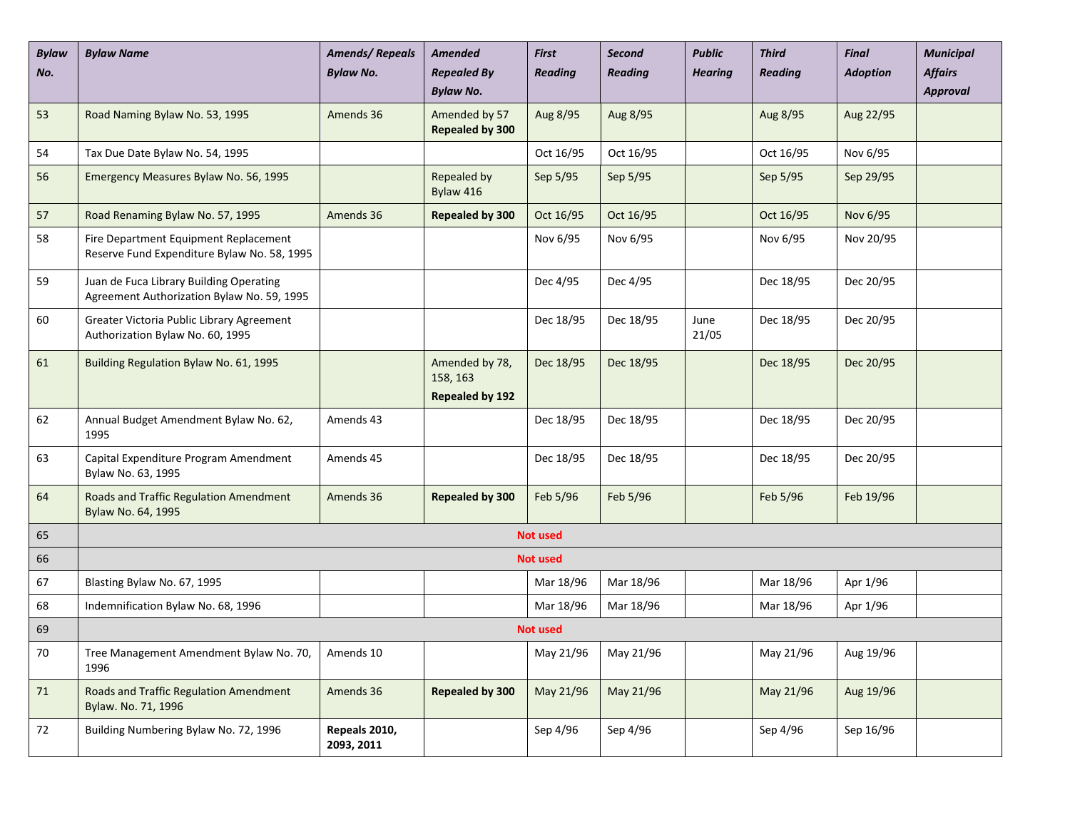| ***Bylaw No.*** | ***Bylaw Name*** | ***Amends/ Repeals Bylaw No.*** | ***Amended Repealed By Bylaw No.*** | ***First Reading*** | ***Second Reading*** | ***Public Hearing*** | ***Third Reading*** | ***Final Adoption*** | ***Municipal Affairs Approval*** |
|---|---|---|---|---|---|---|---|---|---|
| 53 | Road Naming Bylaw No. 53, 1995 | Amends 36 | Amended by 57 **Repealed by 300** | Aug 8/95 | Aug 8/95 | | Aug 8/95 | Aug 22/95 | |
| 54 | Tax Due Date Bylaw No. 54, 1995 | | | Oct 16/95 | Oct 16/95 | | Oct 16/95 | Nov 6/95 | |
| 56 | Emergency Measures Bylaw No. 56, 1995 | | Repealed by Bylaw 416 | Sep 5/95 | Sep 5/95 | | Sep 5/95 | Sep 29/95 | |
| 57 | Road Renaming Bylaw No. 57, 1995 | Amends 36 | **Repealed by 300** | Oct 16/95 | Oct 16/95 | | Oct 16/95 | Nov 6/95 | |
| 58 | Fire Department Equipment Replacement Reserve Fund Expenditure Bylaw No. 58, 1995 | | | Nov 6/95 | Nov 6/95 | | Nov 6/95 | Nov 20/95 | |
| 59 | Juan de Fuca Library Building Operating Agreement Authorization Bylaw No. 59, 1995 | | | Dec 4/95 | Dec 4/95 | | Dec 18/95 | Dec 20/95 | |
| 60 | Greater Victoria Public Library Agreement Authorization Bylaw No. 60, 1995 | | | Dec 18/95 | Dec 18/95 | June 21/05 | Dec 18/95 | Dec 20/95 | |
| 61 | Building Regulation Bylaw No. 61, 1995 | | Amended by 78, 158, 163 **Repealed by 192** | Dec 18/95 | Dec 18/95 | | Dec 18/95 | Dec 20/95 | |
| 62 | Annual Budget Amendment Bylaw No. 62, 1995 | Amends 43 | | Dec 18/95 | Dec 18/95 | | Dec 18/95 | Dec 20/95 | |
| 63 | Capital Expenditure Program Amendment Bylaw No. 63, 1995 | Amends 45 | | Dec 18/95 | Dec 18/95 | | Dec 18/95 | Dec 20/95 | |
| 64 | Roads and Traffic Regulation Amendment Bylaw No. 64, 1995 | Amends 36 | **Repealed by 300** | Feb 5/96 | Feb 5/96 | | Feb 5/96 | Feb 19/96 | |
| 65 | **Not used** | | | | | | | | |
| 66 | **Not used** | | | | | | | | |
| 67 | Blasting Bylaw No. 67, 1995 | | | Mar 18/96 | Mar 18/96 | | Mar 18/96 | Apr 1/96 | |
| 68 | Indemnification Bylaw No. 68, 1996 | | | Mar 18/96 | Mar 18/96 | | Mar 18/96 | Apr 1/96 | |
| 69 | **Not used** | | | | | | | | |
| 70 | Tree Management Amendment Bylaw No. 70, 1996 | Amends 10 | | May 21/96 | May 21/96 | | May 21/96 | Aug 19/96 | |
| 71 | Roads and Traffic Regulation Amendment Bylaw. No. 71, 1996 | Amends 36 | **Repealed by 300** | May 21/96 | May 21/96 | | May 21/96 | Aug 19/96 | |
| 72 | Building Numbering Bylaw No. 72, 1996 | **Repeals 2010, 2093, 2011** | | Sep 4/96 | Sep 4/96 | | Sep 4/96 | Sep 16/96 | |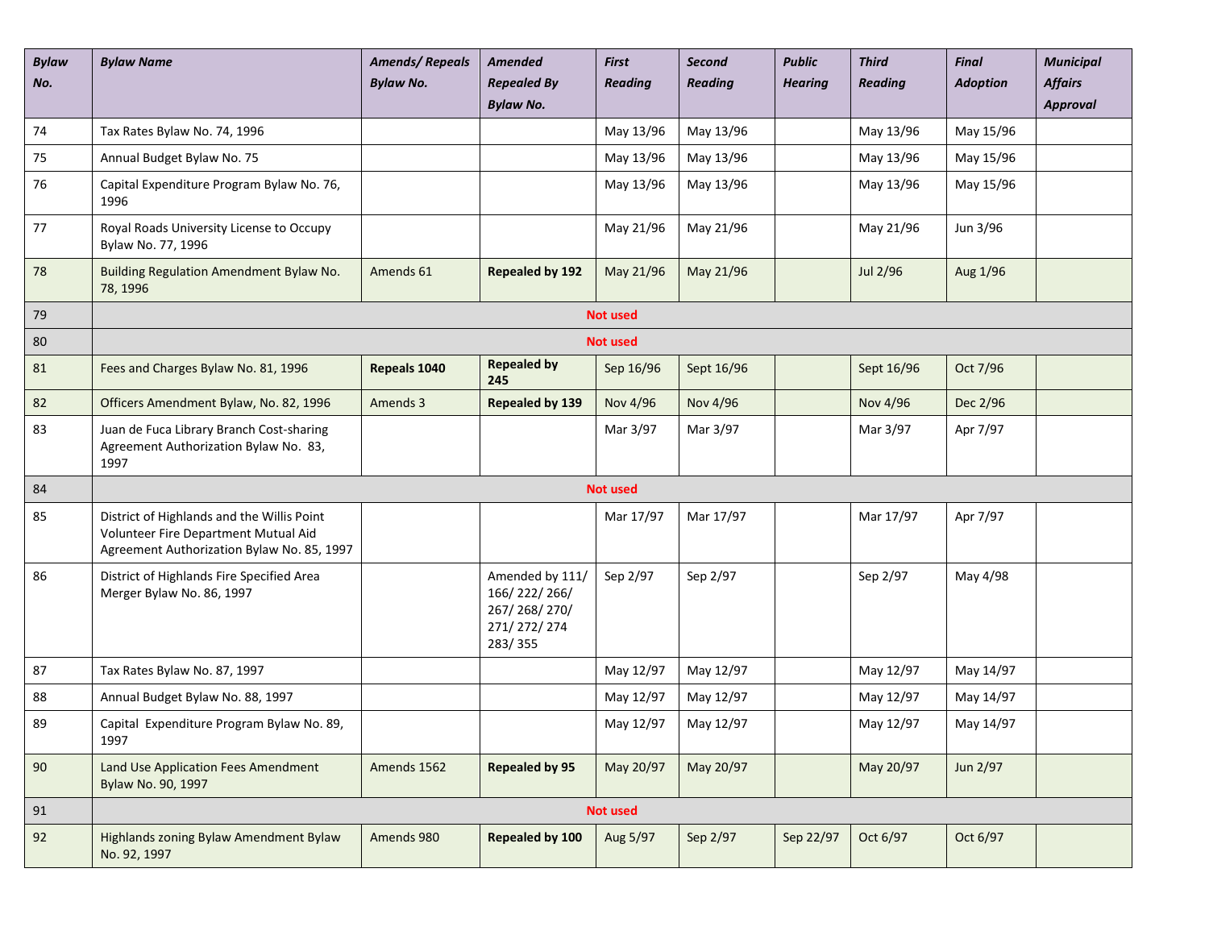| *Bylaw No.* | *Bylaw Name* | *Amends/ Repeals Bylaw No.* | *Amended Repealed By Bylaw No.* | *First Reading* | *Second Reading* | *Public Hearing* | *Third Reading* | *Final Adoption* | *Municipal Affairs Approval* |
|---|---|---|---|---|---|---|---|---|---|
| 74 | Tax Rates Bylaw No. 74, 1996 | | | May 13/96 | May 13/96 | | May 13/96 | May 15/96 | |
| 75 | Annual Budget Bylaw No. 75 | | | May 13/96 | May 13/96 | | May 13/96 | May 15/96 | |
| 76 | Capital Expenditure Program Bylaw No. 76, 1996 | | | May 13/96 | May 13/96 | | May 13/96 | May 15/96 | |
| 77 | Royal Roads University License to Occupy Bylaw No. 77, 1996 | | | May 21/96 | May 21/96 | | May 21/96 | Jun 3/96 | |
| 78 | Building Regulation Amendment Bylaw No. 78, 1996 | Amends 61 | **Repealed by 192** | May 21/96 | May 21/96 | | Jul 2/96 | Aug 1/96 | |
| 79 | **Not used** | | | | | | | | |
| 80 | **Not used** | | | | | | | | |
| 81 | Fees and Charges Bylaw No. 81, 1996 | **Repeals 1040** | **Repealed by 245** | Sep 16/96 | Sept 16/96 | | Sept 16/96 | Oct 7/96 | |
| 82 | Officers Amendment Bylaw, No. 82, 1996 | Amends 3 | **Repealed by 139** | Nov 4/96 | Nov 4/96 | | Nov 4/96 | Dec 2/96 | |
| 83 | Juan de Fuca Library Branch Cost-sharing Agreement Authorization Bylaw No. 83, 1997 | | | Mar 3/97 | Mar 3/97 | | Mar 3/97 | Apr 7/97 | |
| 84 | **Not used** | | | | | | | | |
| 85 | District of Highlands and the Willis Point Volunteer Fire Department Mutual Aid Agreement Authorization Bylaw No. 85, 1997 | | | Mar 17/97 | Mar 17/97 | | Mar 17/97 | Apr 7/97 | |
| 86 | District of Highlands Fire Specified Area Merger Bylaw No. 86, 1997 | | Amended by 111/ 166/ 222/ 266/ 267/ 268/ 270/ 271/ 272/ 274 283/ 355 | Sep 2/97 | Sep 2/97 | | Sep 2/97 | May 4/98 | |
| 87 | Tax Rates Bylaw No. 87, 1997 | | | May 12/97 | May 12/97 | | May 12/97 | May 14/97 | |
| 88 | Annual Budget Bylaw No. 88, 1997 | | | May 12/97 | May 12/97 | | May 12/97 | May 14/97 | |
| 89 | Capital Expenditure Program Bylaw No. 89, 1997 | | | May 12/97 | May 12/97 | | May 12/97 | May 14/97 | |
| 90 | Land Use Application Fees Amendment Bylaw No. 90, 1997 | Amends 1562 | **Repealed by 95** | May 20/97 | May 20/97 | | May 20/97 | Jun 2/97 | |
| 91 | **Not used** | | | | | | | | |
| 92 | Highlands zoning Bylaw Amendment Bylaw No. 92, 1997 | Amends 980 | **Repealed by 100** | Aug 5/97 | Sep 2/97 | Sep 22/97 | Oct 6/97 | Oct 6/97 | |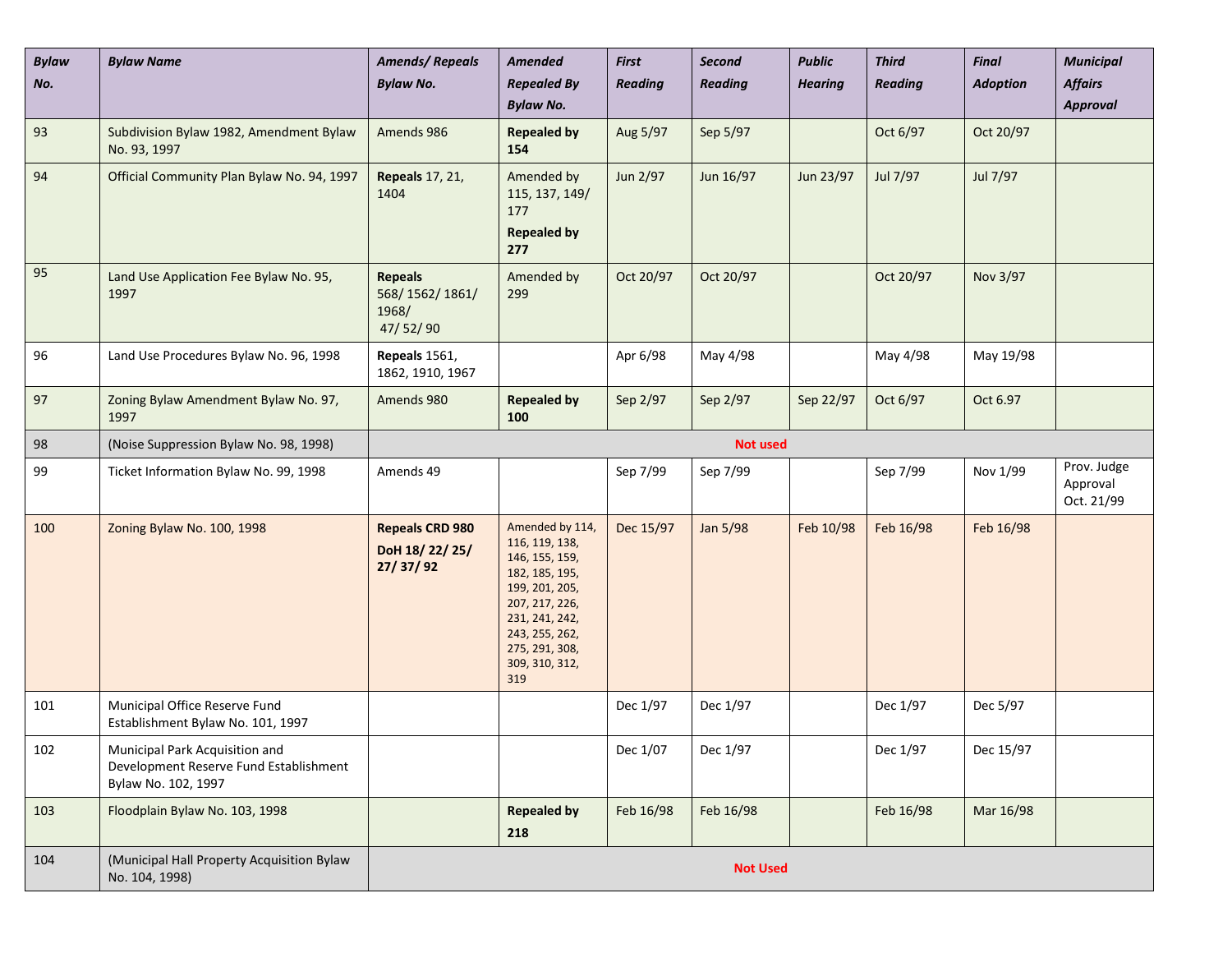| *Bylaw No.* | *Bylaw Name* | *Amends/ Repeals Bylaw No.* | *Amended Repealed By Bylaw No.* | *First Reading* | *Second Reading* | *Public Hearing* | *Third Reading* | *Final Adoption* | *Municipal Affairs Approval* |
|---|---|---|---|---|---|---|---|---|---|
| 93 | Subdivision Bylaw 1982, Amendment Bylaw No. 93, 1997 | Amends 986 | **Repealed by 154** | Aug 5/97 | Sep 5/97 | | Oct 6/97 | Oct 20/97 | |
| 94 | Official Community Plan Bylaw No. 94, 1997 | **Repeals** 17, 21, 1404 | Amended by 115, 137, 149/ 177 **Repealed by 277** | Jun 2/97 | Jun 16/97 | Jun 23/97 | Jul 7/97 | Jul 7/97 | |
| 95 | Land Use Application Fee Bylaw No. 95, 1997 | **Repeals** 568/ 1562/ 1861/ 1968/ 47/ 52/ 90 | Amended by 299 | Oct 20/97 | Oct 20/97 | | Oct 20/97 | Nov 3/97 | |
| 96 | Land Use Procedures Bylaw No. 96, 1998 | **Repeals** 1561, 1862, 1910, 1967 | | Apr 6/98 | May 4/98 | | May 4/98 | May 19/98 | |
| 97 | Zoning Bylaw Amendment Bylaw No. 97, 1997 | Amends 980 | **Repealed by 100** | Sep 2/97 | Sep 2/97 | Sep 22/97 | Oct 6/97 | Oct 6.97 | |
| 98 | (Noise Suppression Bylaw No. 98, 1998) | **Not used** | | | | | | | |
| 99 | Ticket Information Bylaw No. 99, 1998 | Amends 49 | | Sep 7/99 | Sep 7/99 | | Sep 7/99 | Nov 1/99 | Prov. Judge Approval Oct. 21/99 |
| 100 | Zoning Bylaw No. 100, 1998 | **Repeals CRD 980 DoH 18/ 22/ 25/ 27/ 37/ 92** | Amended by 114, 116, 119, 138, 146, 155, 159, 182, 185, 195, 199, 201, 205, 207, 217, 226, 231, 241, 242, 243, 255, 262, 275, 291, 308, 309, 310, 312, 319 | Dec 15/97 | Jan 5/98 | Feb 10/98 | Feb 16/98 | Feb 16/98 | |
| 101 | Municipal Office Reserve Fund Establishment Bylaw No. 101, 1997 | | | Dec 1/97 | Dec 1/97 | | Dec 1/97 | Dec 5/97 | |
| 102 | Municipal Park Acquisition and Development Reserve Fund Establishment Bylaw No. 102, 1997 | | | Dec 1/07 | Dec 1/97 | | Dec 1/97 | Dec 15/97 | |
| 103 | Floodplain Bylaw No. 103, 1998 | | **Repealed by 218** | Feb 16/98 | Feb 16/98 | | Feb 16/98 | Mar 16/98 | |
| 104 | (Municipal Hall Property Acquisition Bylaw No. 104, 1998) | **Not Used** | | | | | | | |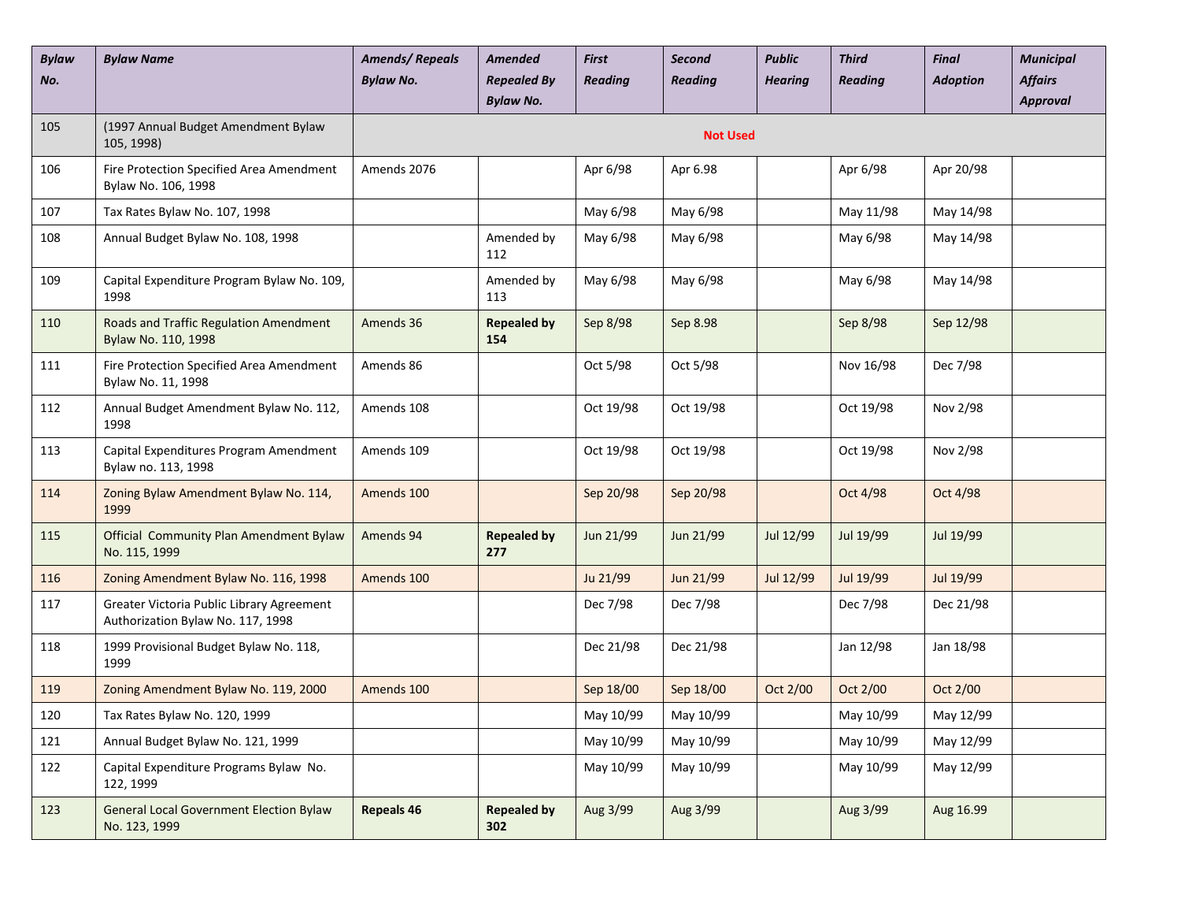| Bylaw No. | Bylaw Name | Amends/ Repeals Bylaw No. | Amended Repealed By Bylaw No. | First Reading | Second Reading | Public Hearing | Third Reading | Final Adoption | Municipal Affairs Approval |
|---|---|---|---|---|---|---|---|---|---|
| 105 | (1997 Annual Budget Amendment Bylaw 105, 1998) | Not Used | | | | | | | |
| 106 | Fire Protection Specified Area Amendment Bylaw No. 106, 1998 | Amends 2076 | | Apr 6/98 | Apr 6.98 | | Apr 6/98 | Apr 20/98 | |
| 107 | Tax Rates Bylaw No. 107, 1998 | | | May 6/98 | May 6/98 | | May 11/98 | May 14/98 | |
| 108 | Annual Budget Bylaw No. 108, 1998 | | Amended by 112 | May 6/98 | May 6/98 | | May 6/98 | May 14/98 | |
| 109 | Capital Expenditure Program Bylaw No. 109, 1998 | | Amended by 113 | May 6/98 | May 6/98 | | May 6/98 | May 14/98 | |
| 110 | Roads and Traffic Regulation Amendment Bylaw No. 110, 1998 | Amends 36 | **Repealed by 154** | Sep 8/98 | Sep 8.98 | | Sep 8/98 | Sep 12/98 | |
| 111 | Fire Protection Specified Area Amendment Bylaw No. 11, 1998 | Amends 86 | | Oct 5/98 | Oct 5/98 | | Nov 16/98 | Dec 7/98 | |
| 112 | Annual Budget Amendment Bylaw No. 112, 1998 | Amends 108 | | Oct 19/98 | Oct 19/98 | | Oct 19/98 | Nov 2/98 | |
| 113 | Capital Expenditures Program Amendment Bylaw no. 113, 1998 | Amends 109 | | Oct 19/98 | Oct 19/98 | | Oct 19/98 | Nov 2/98 | |
| 114 | Zoning Bylaw Amendment Bylaw No. 114, 1999 | Amends 100 | | Sep 20/98 | Sep 20/98 | | Oct 4/98 | Oct 4/98 | |
| 115 | Official Community Plan Amendment Bylaw No. 115, 1999 | Amends 94 | **Repealed by 277** | Jun 21/99 | Jun 21/99 | Jul 12/99 | Jul 19/99 | Jul 19/99 | |
| 116 | Zoning Amendment Bylaw No. 116, 1998 | Amends 100 | | Ju 21/99 | Jun 21/99 | Jul 12/99 | Jul 19/99 | Jul 19/99 | |
| 117 | Greater Victoria Public Library Agreement Authorization Bylaw No. 117, 1998 | | | Dec 7/98 | Dec 7/98 | | Dec 7/98 | Dec 21/98 | |
| 118 | 1999 Provisional Budget Bylaw No. 118, 1999 | | | Dec 21/98 | Dec 21/98 | | Jan 12/98 | Jan 18/98 | |
| 119 | Zoning Amendment Bylaw No. 119, 2000 | Amends 100 | | Sep 18/00 | Sep 18/00 | Oct 2/00 | Oct 2/00 | Oct 2/00 | |
| 120 | Tax Rates Bylaw No. 120, 1999 | | | May 10/99 | May 10/99 | | May 10/99 | May 12/99 | |
| 121 | Annual Budget Bylaw No. 121, 1999 | | | May 10/99 | May 10/99 | | May 10/99 | May 12/99 | |
| 122 | Capital Expenditure Programs Bylaw No. 122, 1999 | | | May 10/99 | May 10/99 | | May 10/99 | May 12/99 | |
| 123 | General Local Government Election Bylaw No. 123, 1999 | **Repeals 46** | **Repealed by 302** | Aug 3/99 | Aug 3/99 | | Aug 3/99 | Aug 16.99 | |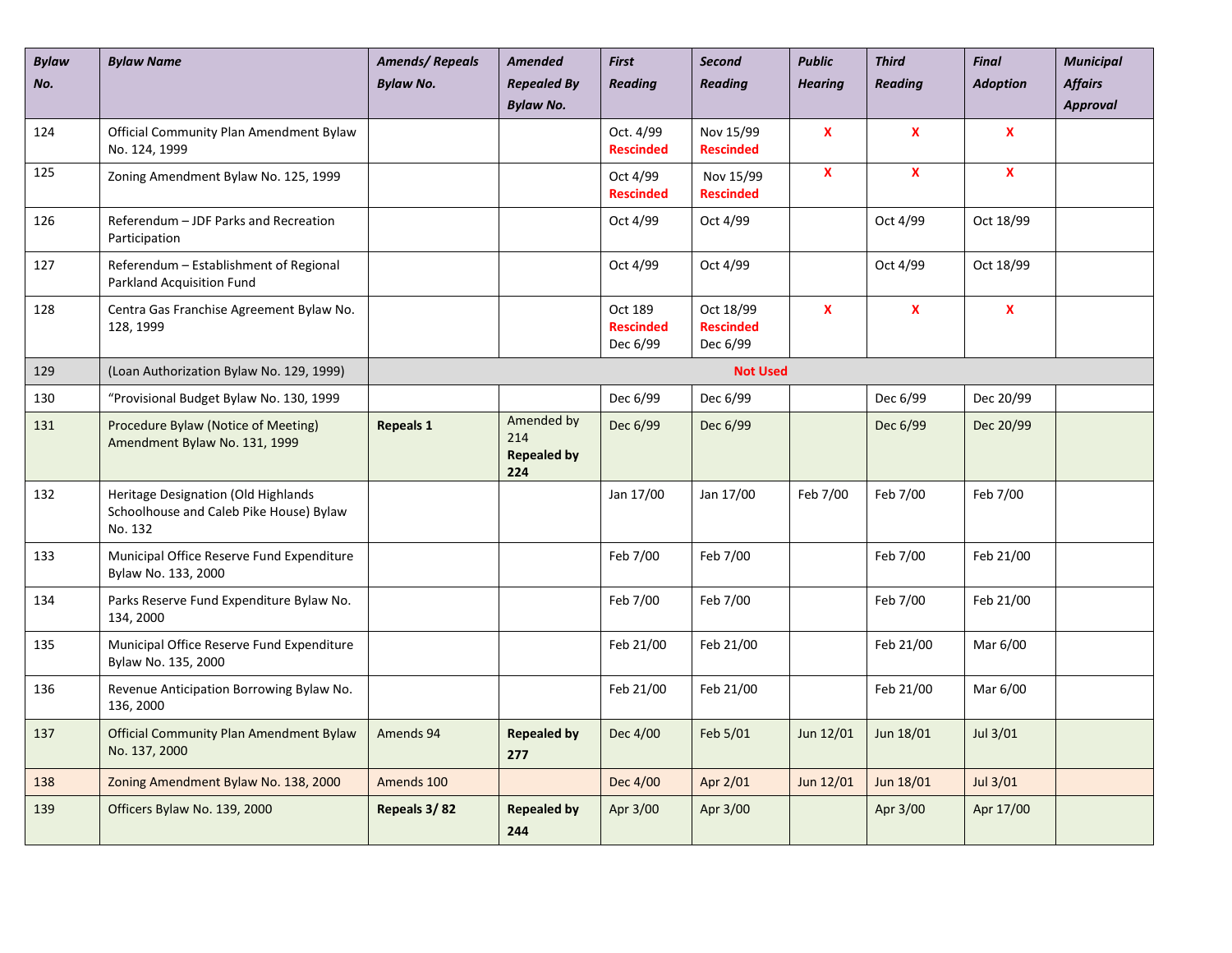| ***Bylaw No.*** | ***Bylaw Name*** | ***Amends/ Repeals Bylaw No.*** | ***Amended Repealed By Bylaw No.*** | ***First Reading*** | ***Second Reading*** | ***Public Hearing*** | ***Third Reading*** | ***Final Adoption*** | ***Municipal Affairs Approval*** |
|---|---|---|---|---|---|---|---|---|---|
| 124 | Official Community Plan Amendment Bylaw No. 124, 1999 | | | Oct. 4/99 **Rescinded** | Nov 15/99 **Rescinded** | **X** | **X** | **X** | |
| 125 | Zoning Amendment Bylaw No. 125, 1999 | | | Oct 4/99 **Rescinded** | Nov 15/99 **Rescinded** | **X** | **X** | **X** | |
| 126 | Referendum – JDF Parks and Recreation Participation | | | Oct 4/99 | Oct 4/99 | | Oct 4/99 | Oct 18/99 | |
| 127 | Referendum – Establishment of Regional Parkland Acquisition Fund | | | Oct 4/99 | Oct 4/99 | | Oct 4/99 | Oct 18/99 | |
| 128 | Centra Gas Franchise Agreement Bylaw No. 128, 1999 | | | Oct 189 **Rescinded** Dec 6/99 | Oct 18/99 **Rescinded** Dec 6/99 | **X** | **X** | **X** | |
| 129 | (Loan Authorization Bylaw No. 129, 1999) | **Not Used** | | | | | | | |
| 130 | "Provisional Budget Bylaw No. 130, 1999 | | | Dec 6/99 | Dec 6/99 | | Dec 6/99 | Dec 20/99 | |
| 131 | Procedure Bylaw (Notice of Meeting) Amendment Bylaw No. 131, 1999 | **Repeals 1** | Amended by 214 **Repealed by 224** | Dec 6/99 | Dec 6/99 | | Dec 6/99 | Dec 20/99 | |
| 132 | Heritage Designation (Old Highlands Schoolhouse and Caleb Pike House) Bylaw No. 132 | | | Jan 17/00 | Jan 17/00 | Feb 7/00 | Feb 7/00 | Feb 7/00 | |
| 133 | Municipal Office Reserve Fund Expenditure Bylaw No. 133, 2000 | | | Feb 7/00 | Feb 7/00 | | Feb 7/00 | Feb 21/00 | |
| 134 | Parks Reserve Fund Expenditure Bylaw No. 134, 2000 | | | Feb 7/00 | Feb 7/00 | | Feb 7/00 | Feb 21/00 | |
| 135 | Municipal Office Reserve Fund Expenditure Bylaw No. 135, 2000 | | | Feb 21/00 | Feb 21/00 | | Feb 21/00 | Mar 6/00 | |
| 136 | Revenue Anticipation Borrowing Bylaw No. 136, 2000 | | | Feb 21/00 | Feb 21/00 | | Feb 21/00 | Mar 6/00 | |
| 137 | Official Community Plan Amendment Bylaw No. 137, 2000 | Amends 94 | **Repealed by 277** | Dec 4/00 | Feb 5/01 | Jun 12/01 | Jun 18/01 | Jul 3/01 | |
| 138 | Zoning Amendment Bylaw No. 138, 2000 | Amends 100 | | Dec 4/00 | Apr 2/01 | Jun 12/01 | Jun 18/01 | Jul 3/01 | |
| 139 | Officers Bylaw No. 139, 2000 | **Repeals 3/ 82** | **Repealed by 244** | Apr 3/00 | Apr 3/00 | | Apr 3/00 | Apr 17/00 | |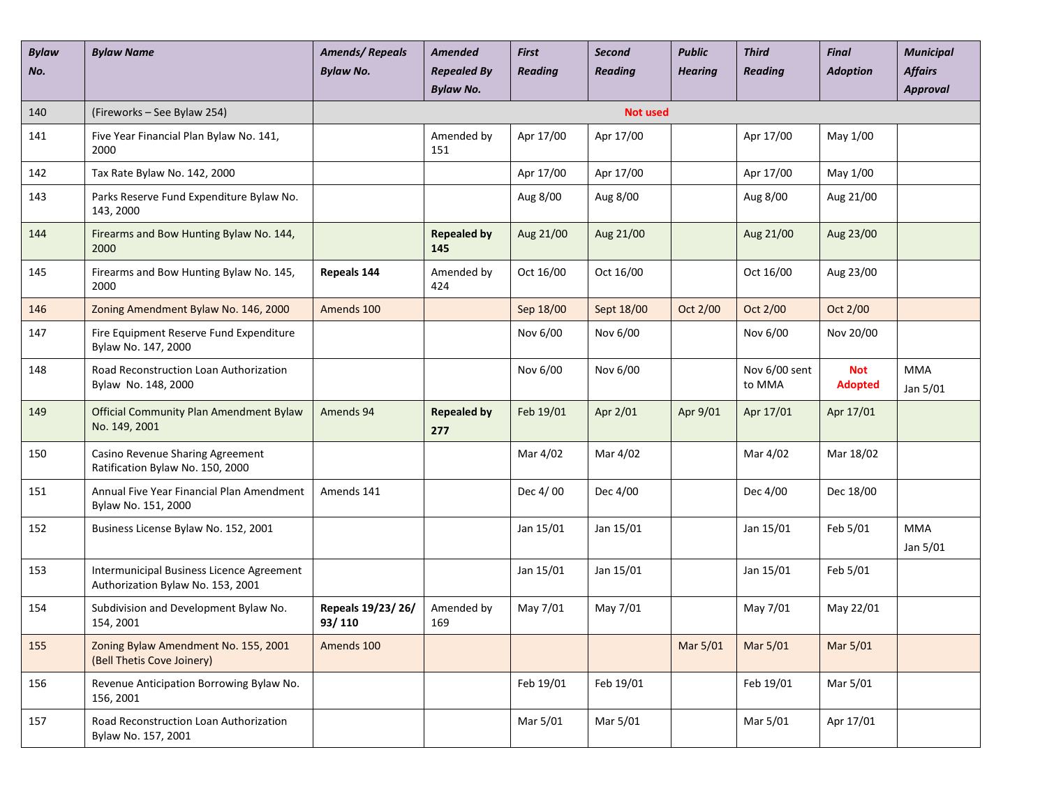| *Bylaw No.* | *Bylaw Name* | *Amends/ Repeals Bylaw No.* | *Amended Repealed By Bylaw No.* | *First Reading* | *Second Reading* | *Public Hearing* | *Third Reading* | *Final Adoption* | *Municipal Affairs Approval* |
|---|---|---|---|---|---|---|---|---|---|
| 140 | (Fireworks – See Bylaw 254) | **Not used** | | | | | | | |
| 141 | Five Year Financial Plan Bylaw No. 141, 2000 | | Amended by 151 | Apr 17/00 | Apr 17/00 | | Apr 17/00 | May 1/00 | |
| 142 | Tax Rate Bylaw No. 142, 2000 | | | Apr 17/00 | Apr 17/00 | | Apr 17/00 | May 1/00 | |
| 143 | Parks Reserve Fund Expenditure Bylaw No. 143, 2000 | | | Aug 8/00 | Aug 8/00 | | Aug 8/00 | Aug 21/00 | |
| 144 | Firearms and Bow Hunting Bylaw No. 144, 2000 | | **Repealed by 145** | Aug 21/00 | Aug 21/00 | | Aug 21/00 | Aug 23/00 | |
| 145 | Firearms and Bow Hunting Bylaw No. 145, 2000 | **Repeals 144** | Amended by 424 | Oct 16/00 | Oct 16/00 | | Oct 16/00 | Aug 23/00 | |
| 146 | Zoning Amendment Bylaw No. 146, 2000 | Amends 100 | | Sep 18/00 | Sept 18/00 | Oct 2/00 | Oct 2/00 | Oct 2/00 | |
| 147 | Fire Equipment Reserve Fund Expenditure Bylaw No. 147, 2000 | | | Nov 6/00 | Nov 6/00 | | Nov 6/00 | Nov 20/00 | |
| 148 | Road Reconstruction Loan Authorization Bylaw No. 148, 2000 | | | Nov 6/00 | Nov 6/00 | | Nov 6/00 sent to MMA | **Not Adopted** | MMA Jan 5/01 |
| 149 | Official Community Plan Amendment Bylaw No. 149, 2001 | Amends 94 | **Repealed by 277** | Feb 19/01 | Apr 2/01 | Apr 9/01 | Apr 17/01 | Apr 17/01 | |
| 150 | Casino Revenue Sharing Agreement Ratification Bylaw No. 150, 2000 | | | Mar 4/02 | Mar 4/02 | | Mar 4/02 | Mar 18/02 | |
| 151 | Annual Five Year Financial Plan Amendment Bylaw No. 151, 2000 | Amends 141 | | Dec 4/ 00 | Dec 4/00 | | Dec 4/00 | Dec 18/00 | |
| 152 | Business License Bylaw No. 152, 2001 | | | Jan 15/01 | Jan 15/01 | | Jan 15/01 | Feb 5/01 | MMA Jan 5/01 |
| 153 | Intermunicipal Business Licence Agreement Authorization Bylaw No. 153, 2001 | | | Jan 15/01 | Jan 15/01 | | Jan 15/01 | Feb 5/01 | |
| 154 | Subdivision and Development Bylaw No. 154, 2001 | **Repeals 19/23/ 26/ 93/ 110** | Amended by 169 | May 7/01 | May 7/01 | | May 7/01 | May 22/01 | |
| 155 | Zoning Bylaw Amendment No. 155, 2001 (Bell Thetis Cove Joinery) | Amends 100 | | | | Mar 5/01 | Mar 5/01 | Mar 5/01 | |
| 156 | Revenue Anticipation Borrowing Bylaw No. 156, 2001 | | | Feb 19/01 | Feb 19/01 | | Feb 19/01 | Mar 5/01 | |
| 157 | Road Reconstruction Loan Authorization Bylaw No. 157, 2001 | | | Mar 5/01 | Mar 5/01 | | Mar 5/01 | Apr 17/01 | |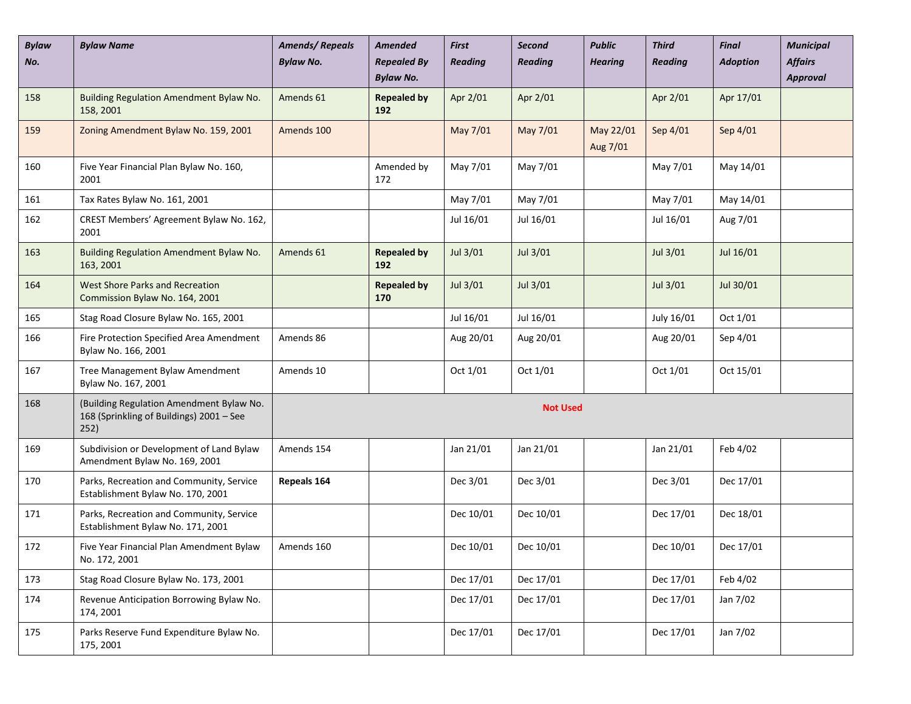| *Bylaw No.* | *Bylaw Name* | *Amends/ Repeals Bylaw No.* | *Amended Repealed By Bylaw No.* | *First Reading* | *Second Reading* | *Public Hearing* | *Third Reading* | *Final Adoption* | *Municipal Affairs Approval* |
|---|---|---|---|---|---|---|---|---|---|
| 158 | Building Regulation Amendment Bylaw No. 158, 2001 | Amends 61 | **Repealed by 192** | Apr 2/01 | Apr 2/01 | | Apr 2/01 | Apr 17/01 | |
| 159 | Zoning Amendment Bylaw No. 159, 2001 | Amends 100 | | May 7/01 | May 7/01 | May 22/01 Aug 7/01 | Sep 4/01 | Sep 4/01 | |
| 160 | Five Year Financial Plan Bylaw No. 160, 2001 | | Amended by 172 | May 7/01 | May 7/01 | | May 7/01 | May 14/01 | |
| 161 | Tax Rates Bylaw No. 161, 2001 | | | May 7/01 | May 7/01 | | May 7/01 | May 14/01 | |
| 162 | CREST Members' Agreement Bylaw No. 162, 2001 | | | Jul 16/01 | Jul 16/01 | | Jul 16/01 | Aug 7/01 | |
| 163 | Building Regulation Amendment Bylaw No. 163, 2001 | Amends 61 | **Repealed by 192** | Jul 3/01 | Jul 3/01 | | Jul 3/01 | Jul 16/01 | |
| 164 | West Shore Parks and Recreation Commission Bylaw No. 164, 2001 | | **Repealed by 170** | Jul 3/01 | Jul 3/01 | | Jul 3/01 | Jul 30/01 | |
| 165 | Stag Road Closure Bylaw No. 165, 2001 | | | Jul 16/01 | Jul 16/01 | | July 16/01 | Oct 1/01 | |
| 166 | Fire Protection Specified Area Amendment Bylaw No. 166, 2001 | Amends 86 | | Aug 20/01 | Aug 20/01 | | Aug 20/01 | Sep 4/01 | |
| 167 | Tree Management Bylaw Amendment Bylaw No. 167, 2001 | Amends 10 | | Oct 1/01 | Oct 1/01 | | Oct 1/01 | Oct 15/01 | |
| 168 | (Building Regulation Amendment Bylaw No. 168 (Sprinkling of Buildings) 2001 – See 252) | **Not Used** | | | | | | | |
| 169 | Subdivision or Development of Land Bylaw Amendment Bylaw No. 169, 2001 | Amends 154 | | Jan 21/01 | Jan 21/01 | | Jan 21/01 | Feb 4/02 | |
| 170 | Parks, Recreation and Community, Service Establishment Bylaw No. 170, 2001 | **Repeals 164** | | Dec 3/01 | Dec 3/01 | | Dec 3/01 | Dec 17/01 | |
| 171 | Parks, Recreation and Community, Service Establishment Bylaw No. 171, 2001 | | | Dec 10/01 | Dec 10/01 | | Dec 17/01 | Dec 18/01 | |
| 172 | Five Year Financial Plan Amendment Bylaw No. 172, 2001 | Amends 160 | | Dec 10/01 | Dec 10/01 | | Dec 10/01 | Dec 17/01 | |
| 173 | Stag Road Closure Bylaw No. 173, 2001 | | | Dec 17/01 | Dec 17/01 | | Dec 17/01 | Feb 4/02 | |
| 174 | Revenue Anticipation Borrowing Bylaw No. 174, 2001 | | | Dec 17/01 | Dec 17/01 | | Dec 17/01 | Jan 7/02 | |
| 175 | Parks Reserve Fund Expenditure Bylaw No. 175, 2001 | | | Dec 17/01 | Dec 17/01 | | Dec 17/01 | Jan 7/02 | |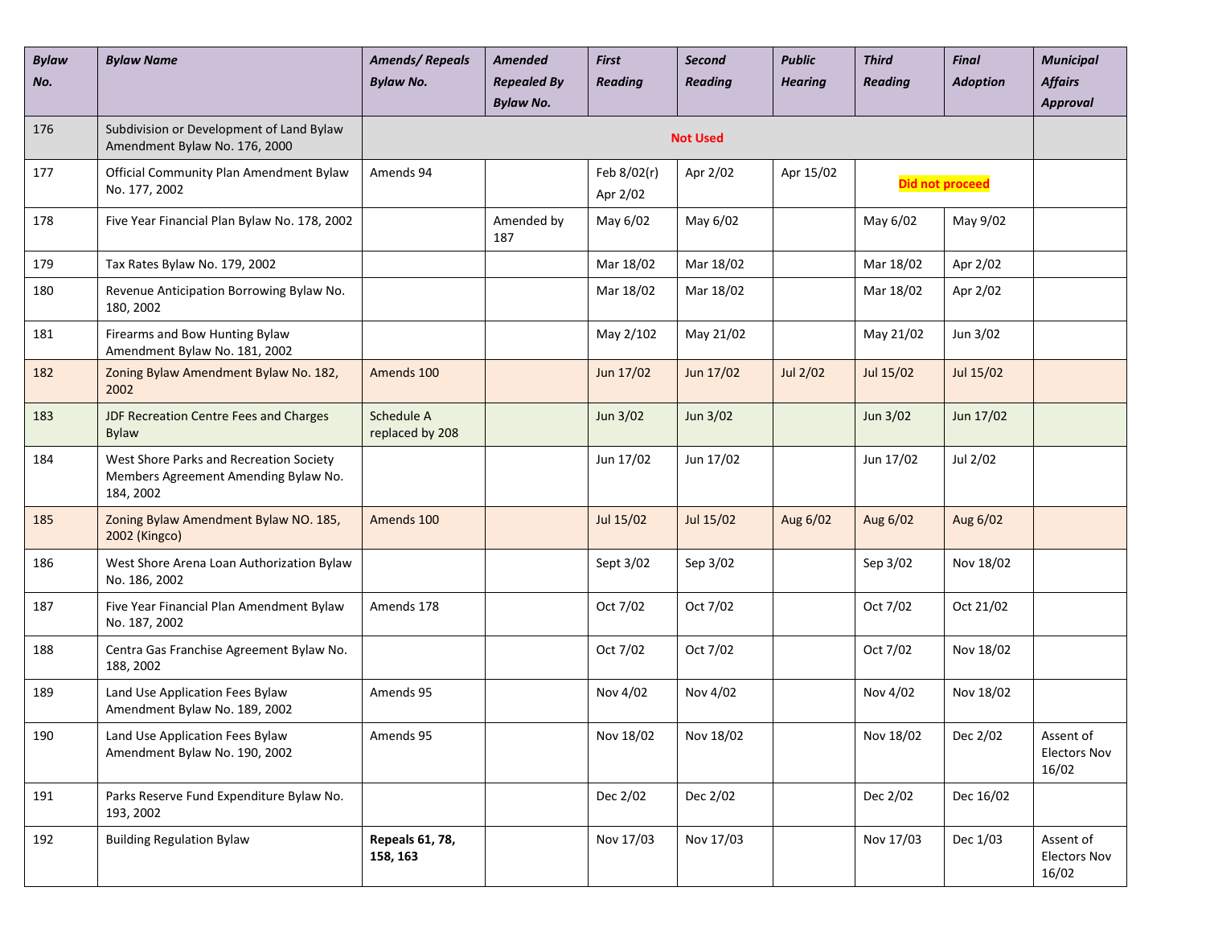| *Bylaw No.* | *Bylaw Name* | *Amends/ Repeals Bylaw No.* | *Amended Repealed By Bylaw No.* | *First Reading* | *Second Reading* | *Public Hearing* | *Third Reading* | *Final Adoption* | *Municipal Affairs Approval* |
|---|---|---|---|---|---|---|---|---|---|
| 176 | Subdivision or Development of Land Bylaw Amendment Bylaw No. 176, 2000 | | | | Not Used | | | | |
| 177 | Official Community Plan Amendment Bylaw No. 177, 2002 | Amends 94 | | Feb 8/02(r) Apr 2/02 | Apr 2/02 | Apr 15/02 | Did not proceed | | |
| 178 | Five Year Financial Plan Bylaw No. 178, 2002 | | Amended by 187 | May 6/02 | May 6/02 | | May 6/02 | May 9/02 | |
| 179 | Tax Rates Bylaw No. 179, 2002 | | | Mar 18/02 | Mar 18/02 | | Mar 18/02 | Apr 2/02 | |
| 180 | Revenue Anticipation Borrowing Bylaw No. 180, 2002 | | | Mar 18/02 | Mar 18/02 | | Mar 18/02 | Apr 2/02 | |
| 181 | Firearms and Bow Hunting Bylaw Amendment Bylaw No. 181, 2002 | | | May 2/102 | May 21/02 | | May 21/02 | Jun 3/02 | |
| 182 | Zoning Bylaw Amendment Bylaw No. 182, 2002 | Amends 100 | | Jun 17/02 | Jun 17/02 | Jul 2/02 | Jul 15/02 | Jul 15/02 | |
| 183 | JDF Recreation Centre Fees and Charges Bylaw | Schedule A replaced by 208 | | Jun 3/02 | Jun 3/02 | | Jun 3/02 | Jun 17/02 | |
| 184 | West Shore Parks and Recreation Society Members Agreement Amending Bylaw No. 184, 2002 | | | Jun 17/02 | Jun 17/02 | | Jun 17/02 | Jul 2/02 | |
| 185 | Zoning Bylaw Amendment Bylaw NO. 185, 2002 (Kingco) | Amends 100 | | Jul 15/02 | Jul 15/02 | Aug 6/02 | Aug 6/02 | Aug 6/02 | |
| 186 | West Shore Arena Loan Authorization Bylaw No. 186, 2002 | | | Sept 3/02 | Sep 3/02 | | Sep 3/02 | Nov 18/02 | |
| 187 | Five Year Financial Plan Amendment Bylaw No. 187, 2002 | Amends 178 | | Oct 7/02 | Oct 7/02 | | Oct 7/02 | Oct 21/02 | |
| 188 | Centra Gas Franchise Agreement Bylaw No. 188, 2002 | | | Oct 7/02 | Oct 7/02 | | Oct 7/02 | Nov 18/02 | |
| 189 | Land Use Application Fees Bylaw Amendment Bylaw No. 189, 2002 | Amends 95 | | Nov 4/02 | Nov 4/02 | | Nov 4/02 | Nov 18/02 | |
| 190 | Land Use Application Fees Bylaw Amendment Bylaw No. 190, 2002 | Amends 95 | | Nov 18/02 | Nov 18/02 | | Nov 18/02 | Dec 2/02 | Assent of Electors Nov 16/02 |
| 191 | Parks Reserve Fund Expenditure Bylaw No. 193, 2002 | | | Dec 2/02 | Dec 2/02 | | Dec 2/02 | Dec 16/02 | |
| 192 | Building Regulation Bylaw | **Repeals 61, 78, 158, 163** | | Nov 17/03 | Nov 17/03 | | Nov 17/03 | Dec 1/03 | Assent of Electors Nov 16/02 |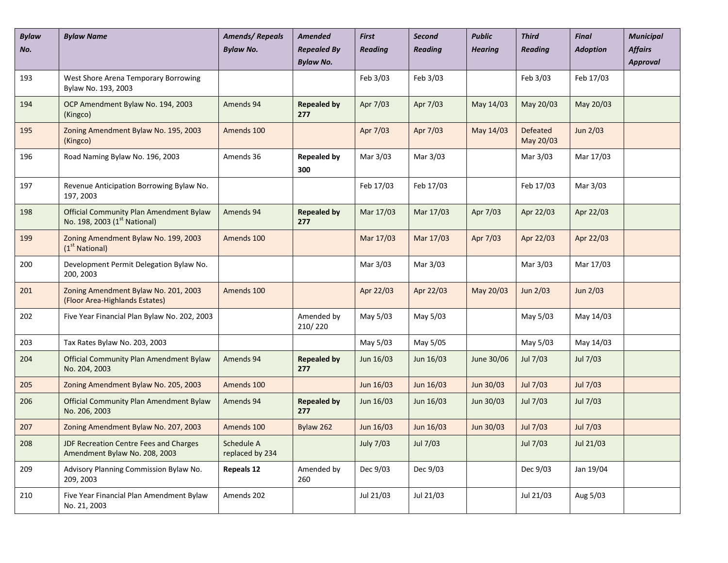| *Bylaw No.* | *Bylaw Name* | *Amends/ Repeals Bylaw No.* | *Amended Repealed By Bylaw No.* | *First Reading* | *Second Reading* | *Public Hearing* | *Third Reading* | *Final Adoption* | *Municipal Affairs Approval* |
|---|---|---|---|---|---|---|---|---|---|
| 193 | West Shore Arena Temporary Borrowing Bylaw No. 193, 2003 | | | Feb 3/03 | Feb 3/03 | | Feb 3/03 | Feb 17/03 | |
| 194 | OCP Amendment Bylaw No. 194, 2003 (Kingco) | Amends 94 | **Repealed by 277** | Apr 7/03 | Apr 7/03 | May 14/03 | May 20/03 | May 20/03 | |
| 195 | Zoning Amendment Bylaw No. 195, 2003 (Kingco) | Amends 100 | | Apr 7/03 | Apr 7/03 | May 14/03 | Defeated May 20/03 | Jun 2/03 | |
| 196 | Road Naming Bylaw No. 196, 2003 | Amends 36 | **Repealed by 300** | Mar 3/03 | Mar 3/03 | | Mar 3/03 | Mar 17/03 | |
| 197 | Revenue Anticipation Borrowing Bylaw No. 197, 2003 | | | Feb 17/03 | Feb 17/03 | | Feb 17/03 | Mar 3/03 | |
| 198 | Official Community Plan Amendment Bylaw No. 198, 2003 (1st National) | Amends 94 | **Repealed by 277** | Mar 17/03 | Mar 17/03 | Apr 7/03 | Apr 22/03 | Apr 22/03 | |
| 199 | Zoning Amendment Bylaw No. 199, 2003 (1st National) | Amends 100 | | Mar 17/03 | Mar 17/03 | Apr 7/03 | Apr 22/03 | Apr 22/03 | |
| 200 | Development Permit Delegation Bylaw No. 200, 2003 | | | Mar 3/03 | Mar 3/03 | | Mar 3/03 | Mar 17/03 | |
| 201 | Zoning Amendment Bylaw No. 201, 2003 (Floor Area-Highlands Estates) | Amends 100 | | Apr 22/03 | Apr 22/03 | May 20/03 | Jun 2/03 | Jun 2/03 | |
| 202 | Five Year Financial Plan Bylaw No. 202, 2003 | | Amended by 210/ 220 | May 5/03 | May 5/03 | | May 5/03 | May 14/03 | |
| 203 | Tax Rates Bylaw No. 203, 2003 | | | May 5/03 | May 5/05 | | May 5/03 | May 14/03 | |
| 204 | Official Community Plan Amendment Bylaw No. 204, 2003 | Amends 94 | **Repealed by 277** | Jun 16/03 | Jun 16/03 | June 30/06 | Jul 7/03 | Jul 7/03 | |
| 205 | Zoning Amendment Bylaw No. 205, 2003 | Amends 100 | | Jun 16/03 | Jun 16/03 | Jun 30/03 | Jul 7/03 | Jul 7/03 | |
| 206 | Official Community Plan Amendment Bylaw No. 206, 2003 | Amends 94 | **Repealed by 277** | Jun 16/03 | Jun 16/03 | Jun 30/03 | Jul 7/03 | Jul 7/03 | |
| 207 | Zoning Amendment Bylaw No. 207, 2003 | Amends 100 | Bylaw 262 | Jun 16/03 | Jun 16/03 | Jun 30/03 | Jul 7/03 | Jul 7/03 | |
| 208 | JDF Recreation Centre Fees and Charges Amendment Bylaw No. 208, 2003 | Schedule A replaced by 234 | | July 7/03 | Jul 7/03 | | Jul 7/03 | Jul 21/03 | |
| 209 | Advisory Planning Commission Bylaw No. 209, 2003 | **Repeals 12** | Amended by 260 | Dec 9/03 | Dec 9/03 | | Dec 9/03 | Jan 19/04 | |
| 210 | Five Year Financial Plan Amendment Bylaw No. 21, 2003 | Amends 202 | | Jul 21/03 | Jul 21/03 | | Jul 21/03 | Aug 5/03 | |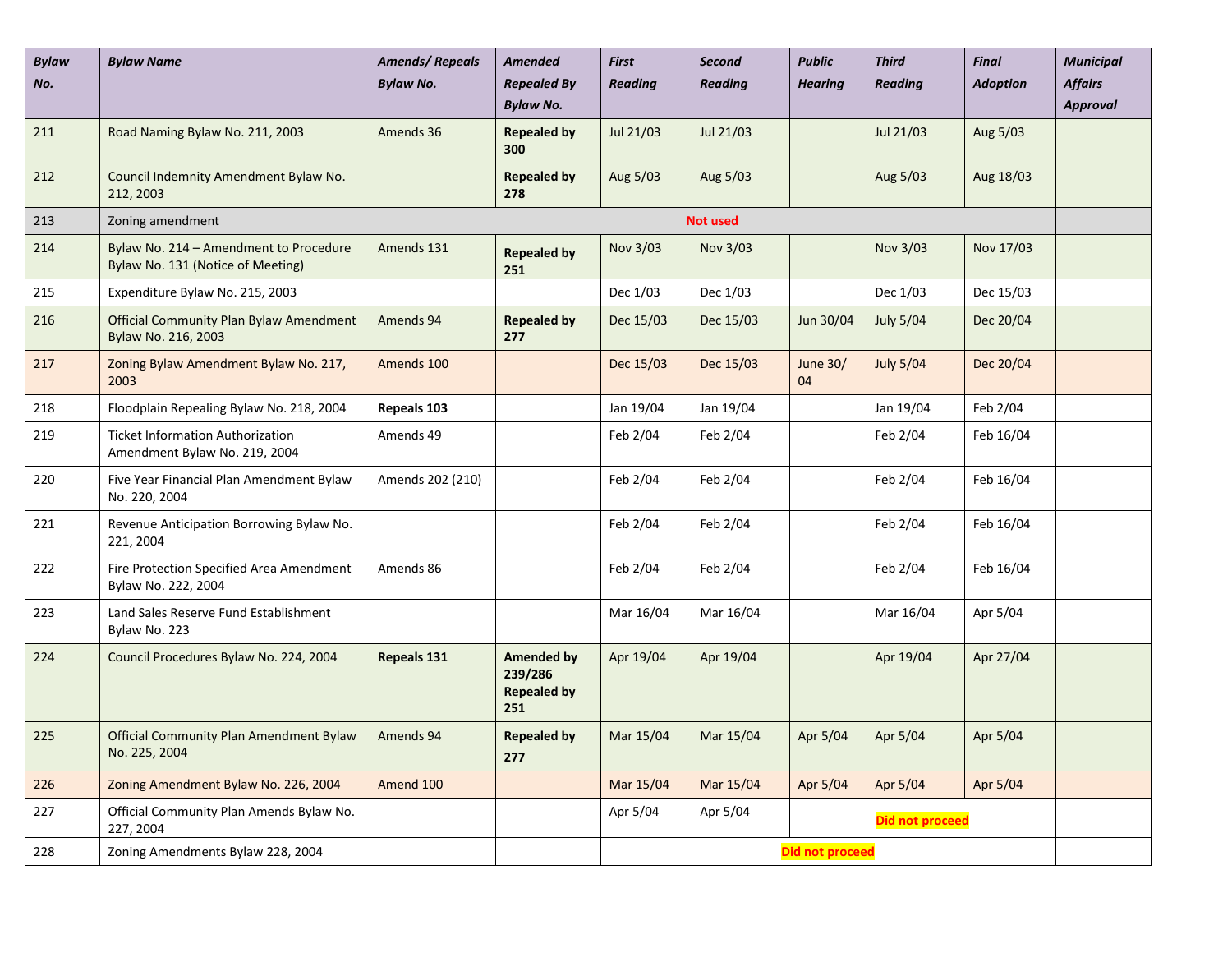| ***Bylaw No.*** | ***Bylaw Name*** | ***Amends/ Repeals Bylaw No.*** | ***Amended Repealed By Bylaw No.*** | ***First Reading*** | ***Second Reading*** | ***Public Hearing*** | ***Third Reading*** | ***Final Adoption*** | ***Municipal Affairs Approval*** |
|---|---|---|---|---|---|---|---|---|---|
| 211 | Road Naming Bylaw No. 211, 2003 | Amends 36 | **Repealed by 300** | Jul 21/03 | Jul 21/03 | | Jul 21/03 | Aug 5/03 | |
| 212 | Council Indemnity Amendment Bylaw No. 212, 2003 | | **Repealed by 278** | Aug 5/03 | Aug 5/03 | | Aug 5/03 | Aug 18/03 | |
| 213 | Zoning amendment | **Not used** | | | | | | | |
| 214 | Bylaw No. 214 – Amendment to Procedure Bylaw No. 131 (Notice of Meeting) | Amends 131 | **Repealed by 251** | Nov 3/03 | Nov 3/03 | | Nov 3/03 | Nov 17/03 | |
| 215 | Expenditure Bylaw No. 215, 2003 | | | Dec 1/03 | Dec 1/03 | | Dec 1/03 | Dec 15/03 | |
| 216 | Official Community Plan Bylaw Amendment Bylaw No. 216, 2003 | Amends 94 | **Repealed by 277** | Dec 15/03 | Dec 15/03 | Jun 30/04 | July 5/04 | Dec 20/04 | |
| 217 | Zoning Bylaw Amendment Bylaw No. 217, 2003 | Amends 100 | | Dec 15/03 | Dec 15/03 | June 30/ 04 | July 5/04 | Dec 20/04 | |
| 218 | Floodplain Repealing Bylaw No. 218, 2004 | **Repeals 103** | | Jan 19/04 | Jan 19/04 | | Jan 19/04 | Feb 2/04 | |
| 219 | Ticket Information Authorization Amendment Bylaw No. 219, 2004 | Amends 49 | | Feb 2/04 | Feb 2/04 | | Feb 2/04 | Feb 16/04 | |
| 220 | Five Year Financial Plan Amendment Bylaw No. 220, 2004 | Amends 202 (210) | | Feb 2/04 | Feb 2/04 | | Feb 2/04 | Feb 16/04 | |
| 221 | Revenue Anticipation Borrowing Bylaw No. 221, 2004 | | | Feb 2/04 | Feb 2/04 | | Feb 2/04 | Feb 16/04 | |
| 222 | Fire Protection Specified Area Amendment Bylaw No. 222, 2004 | Amends 86 | | Feb 2/04 | Feb 2/04 | | Feb 2/04 | Feb 16/04 | |
| 223 | Land Sales Reserve Fund Establishment Bylaw No. 223 | | | Mar 16/04 | Mar 16/04 | | Mar 16/04 | Apr 5/04 | |
| 224 | Council Procedures Bylaw No. 224, 2004 | **Repeals 131** | **Amended by 239/286 Repealed by 251** | Apr 19/04 | Apr 19/04 | | Apr 19/04 | Apr 27/04 | |
| 225 | Official Community Plan Amendment Bylaw No. 225, 2004 | Amends 94 | **Repealed by 277** | Mar 15/04 | Mar 15/04 | Apr 5/04 | Apr 5/04 | Apr 5/04 | |
| 226 | Zoning Amendment Bylaw No. 226, 2004 | Amend 100 | | Mar 15/04 | Mar 15/04 | Apr 5/04 | Apr 5/04 | Apr 5/04 | |
| 227 | Official Community Plan Amends Bylaw No. 227, 2004 | | | Apr 5/04 | Apr 5/04 | **Did not proceed** | | | |
| 228 | Zoning Amendments Bylaw 228, 2004 | | | **Did not proceed** | | | | | |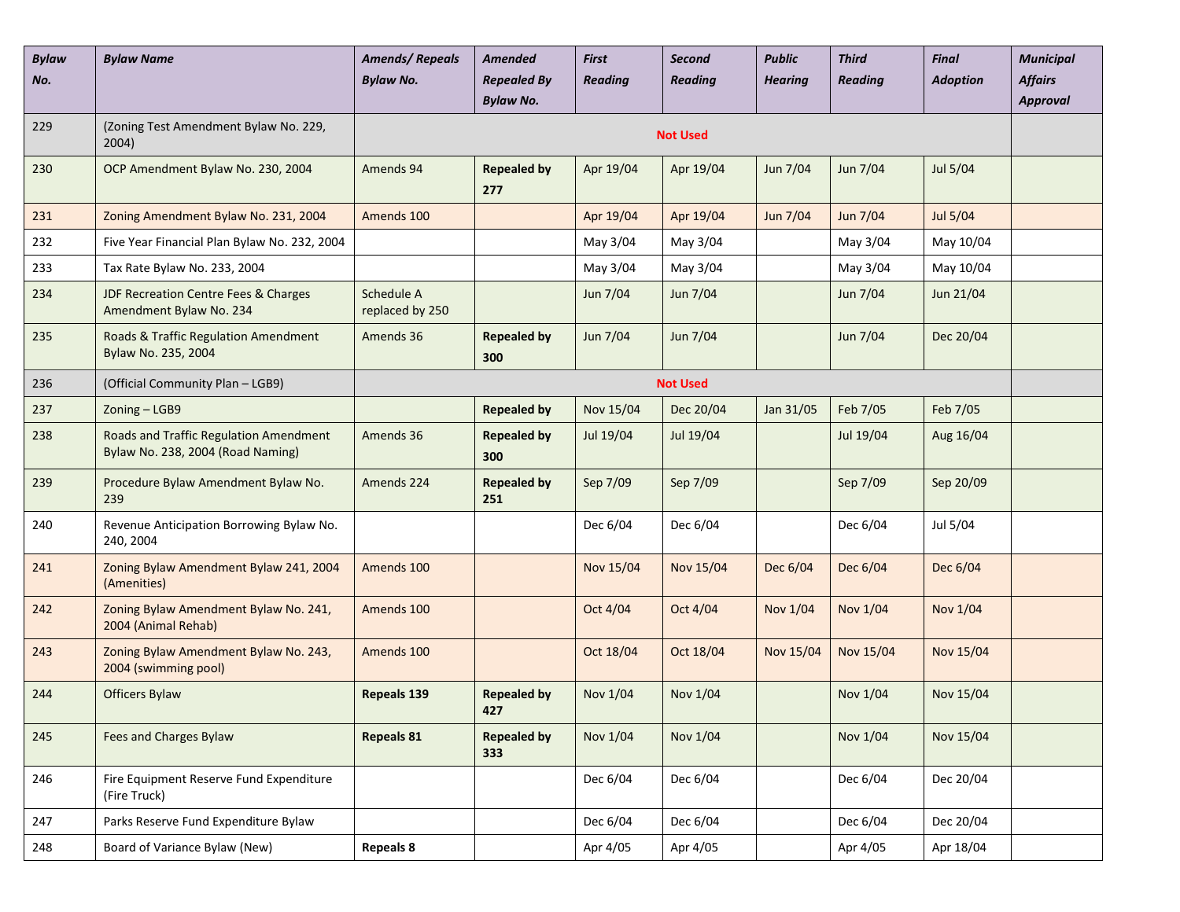| *Bylaw No.* | *Bylaw Name* | *Amends/ Repeals Bylaw No.* | *Amended Repealed By Bylaw No.* | *First Reading* | *Second Reading* | *Public Hearing* | *Third Reading* | *Final Adoption* | *Municipal Affairs Approval* |
|---|---|---|---|---|---|---|---|---|---|
| 229 | (Zoning Test Amendment Bylaw No. 229, 2004) | Not Used | | | | | | | |
| 230 | OCP Amendment Bylaw No. 230, 2004 | Amends 94 | **Repealed by 277** | Apr 19/04 | Apr 19/04 | Jun 7/04 | Jun 7/04 | Jul 5/04 | |
| 231 | Zoning Amendment Bylaw No. 231, 2004 | Amends 100 | | Apr 19/04 | Apr 19/04 | Jun 7/04 | Jun 7/04 | Jul 5/04 | |
| 232 | Five Year Financial Plan Bylaw No. 232, 2004 | | | May 3/04 | May 3/04 | | May 3/04 | May 10/04 | |
| 233 | Tax Rate Bylaw No. 233, 2004 | | | May 3/04 | May 3/04 | | May 3/04 | May 10/04 | |
| 234 | JDF Recreation Centre Fees & Charges Amendment Bylaw No. 234 | Schedule A replaced by 250 | | Jun 7/04 | Jun 7/04 | | Jun 7/04 | Jun 21/04 | |
| 235 | Roads & Traffic Regulation Amendment Bylaw No. 235, 2004 | Amends 36 | **Repealed by 300** | Jun 7/04 | Jun 7/04 | | Jun 7/04 | Dec 20/04 | |
| 236 | (Official Community Plan – LGB9) | Not Used | | | | | | | |
| 237 | Zoning – LGB9 | | **Repealed by** | Nov 15/04 | Dec 20/04 | Jan 31/05 | Feb 7/05 | Feb 7/05 | |
| 238 | Roads and Traffic Regulation Amendment Bylaw No. 238, 2004 (Road Naming) | Amends 36 | **Repealed by 300** | Jul 19/04 | Jul 19/04 | | Jul 19/04 | Aug 16/04 | |
| 239 | Procedure Bylaw Amendment Bylaw No. 239 | Amends 224 | **Repealed by 251** | Sep 7/09 | Sep 7/09 | | Sep 7/09 | Sep 20/09 | |
| 240 | Revenue Anticipation Borrowing Bylaw No. 240, 2004 | | | Dec 6/04 | Dec 6/04 | | Dec 6/04 | Jul 5/04 | |
| 241 | Zoning Bylaw Amendment Bylaw 241, 2004 (Amenities) | Amends 100 | | Nov 15/04 | Nov 15/04 | Dec 6/04 | Dec 6/04 | Dec 6/04 | |
| 242 | Zoning Bylaw Amendment Bylaw No. 241, 2004 (Animal Rehab) | Amends 100 | | Oct 4/04 | Oct 4/04 | Nov 1/04 | Nov 1/04 | Nov 1/04 | |
| 243 | Zoning Bylaw Amendment Bylaw No. 243, 2004 (swimming pool) | Amends 100 | | Oct 18/04 | Oct 18/04 | Nov 15/04 | Nov 15/04 | Nov 15/04 | |
| 244 | Officers Bylaw | **Repeals 139** | **Repealed by 427** | Nov 1/04 | Nov 1/04 | | Nov 1/04 | Nov 15/04 | |
| 245 | Fees and Charges Bylaw | **Repeals 81** | **Repealed by 333** | Nov 1/04 | Nov 1/04 | | Nov 1/04 | Nov 15/04 | |
| 246 | Fire Equipment Reserve Fund Expenditure (Fire Truck) | | | Dec 6/04 | Dec 6/04 | | Dec 6/04 | Dec 20/04 | |
| 247 | Parks Reserve Fund Expenditure Bylaw | | | Dec 6/04 | Dec 6/04 | | Dec 6/04 | Dec 20/04 | |
| 248 | Board of Variance Bylaw (New) | **Repeals 8** | | Apr 4/05 | Apr 4/05 | | Apr 4/05 | Apr 18/04 | |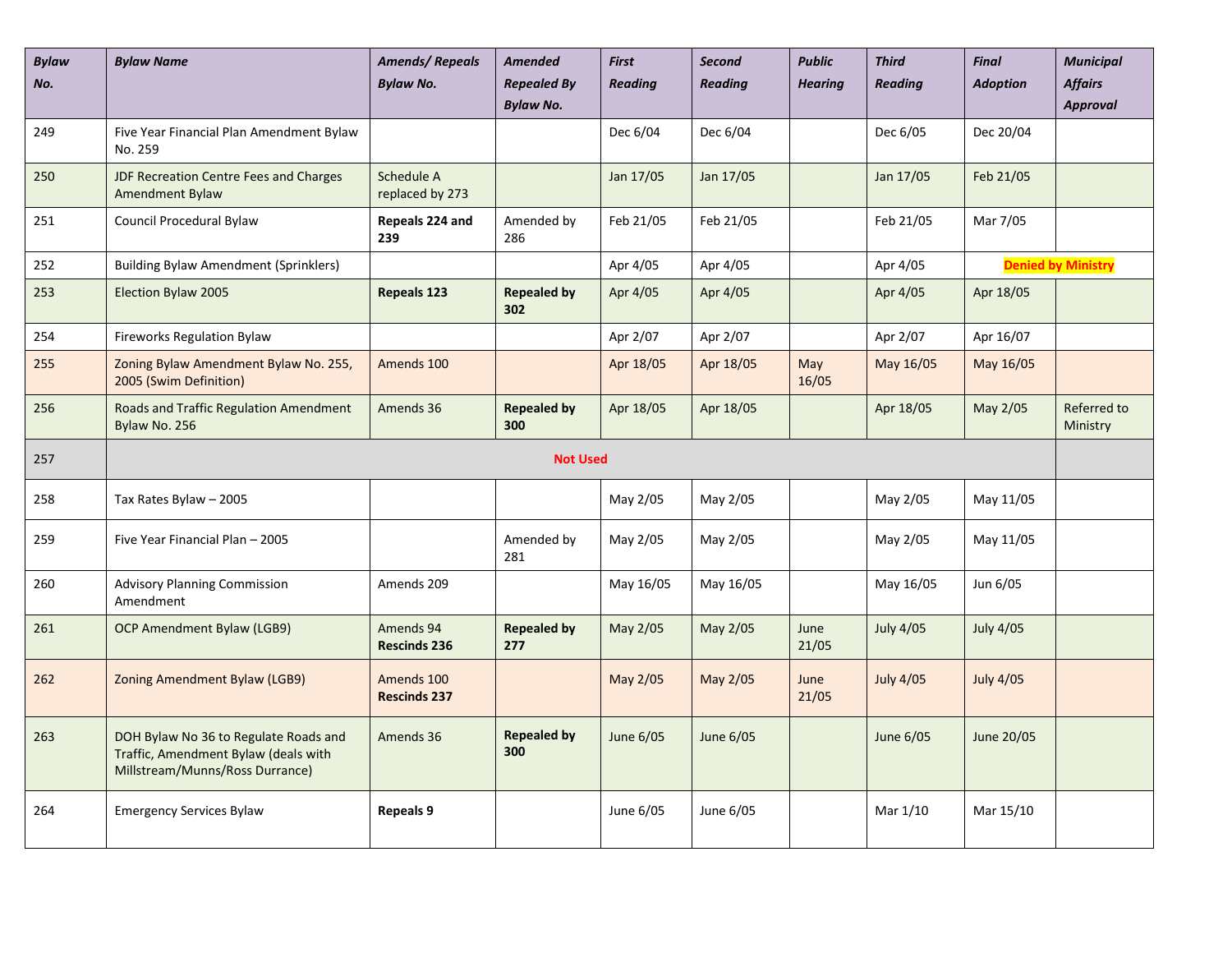| Bylaw No. | Bylaw Name | Amends/ Repeals Bylaw No. | Amended Repealed By Bylaw No. | First Reading | Second Reading | Public Hearing | Third Reading | Final Adoption | Municipal Affairs Approval |
|---|---|---|---|---|---|---|---|---|---|
| 249 | Five Year Financial Plan Amendment Bylaw No. 259 | | | Dec 6/04 | Dec 6/04 | | Dec 6/05 | Dec 20/04 | |
| 250 | JDF Recreation Centre Fees and Charges Amendment Bylaw | Schedule A replaced by 273 | | Jan 17/05 | Jan 17/05 | | Jan 17/05 | Feb 21/05 | |
| 251 | Council Procedural Bylaw | **Repeals 224 and 239** | Amended by 286 | Feb 21/05 | Feb 21/05 | | Feb 21/05 | Mar 7/05 | |
| 252 | Building Bylaw Amendment (Sprinklers) | | | Apr 4/05 | Apr 4/05 | | Apr 4/05 | **Denied by Ministry** | |
| 253 | Election Bylaw 2005 | **Repeals 123** | **Repealed by 302** | Apr 4/05 | Apr 4/05 | | Apr 4/05 | Apr 18/05 | |
| 254 | Fireworks Regulation Bylaw | | | Apr 2/07 | Apr 2/07 | | Apr 2/07 | Apr 16/07 | |
| 255 | Zoning Bylaw Amendment Bylaw No. 255, 2005 (Swim Definition) | Amends 100 | | Apr 18/05 | Apr 18/05 | May 16/05 | May 16/05 | May 16/05 | |
| 256 | Roads and Traffic Regulation Amendment Bylaw No. 256 | Amends 36 | **Repealed by 300** | Apr 18/05 | Apr 18/05 | | Apr 18/05 | May 2/05 | Referred to Ministry |
| 257 | **Not Used** | | | | | | | | |
| 258 | Tax Rates Bylaw – 2005 | | | May 2/05 | May 2/05 | | May 2/05 | May 11/05 | |
| 259 | Five Year Financial Plan – 2005 | | Amended by 281 | May 2/05 | May 2/05 | | May 2/05 | May 11/05 | |
| 260 | Advisory Planning Commission Amendment | Amends 209 | | May 16/05 | May 16/05 | | May 16/05 | Jun 6/05 | |
| 261 | OCP Amendment Bylaw (LGB9) | Amends 94 **Rescinds 236** | **Repealed by 277** | May 2/05 | May 2/05 | June 21/05 | July 4/05 | July 4/05 | |
| 262 | Zoning Amendment Bylaw (LGB9) | Amends 100 **Rescinds 237** | | May 2/05 | May 2/05 | June 21/05 | July 4/05 | July 4/05 | |
| 263 | DOH Bylaw No 36 to Regulate Roads and Traffic, Amendment Bylaw (deals with Millstream/Munns/Ross Durrance) | Amends 36 | **Repealed by 300** | June 6/05 | June 6/05 | | June 6/05 | June 20/05 | |
| 264 | Emergency Services Bylaw | **Repeals 9** | | June 6/05 | June 6/05 | | Mar 1/10 | Mar 15/10 | |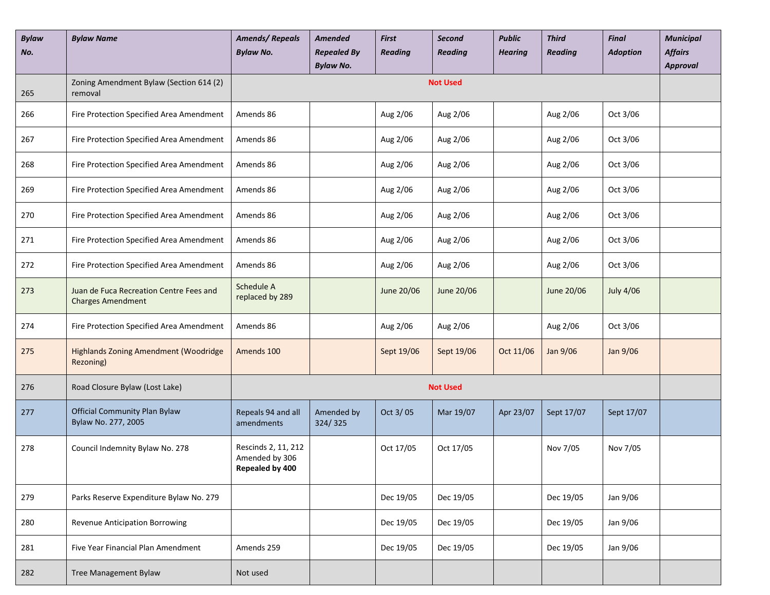| Bylaw No. | Bylaw Name | Amends/ Repeals Bylaw No. | Amended Repealed By Bylaw No. | First Reading | Second Reading | Public Hearing | Third Reading | Final Adoption | Municipal Affairs Approval |
|---|---|---|---|---|---|---|---|---|---|
| 265 | Zoning Amendment Bylaw (Section 614 (2) removal | Not Used | | | | | | | |
| 266 | Fire Protection Specified Area Amendment | Amends 86 | | Aug 2/06 | Aug 2/06 | | Aug 2/06 | Oct 3/06 | |
| 267 | Fire Protection Specified Area Amendment | Amends 86 | | Aug 2/06 | Aug 2/06 | | Aug 2/06 | Oct 3/06 | |
| 268 | Fire Protection Specified Area Amendment | Amends 86 | | Aug 2/06 | Aug 2/06 | | Aug 2/06 | Oct 3/06 | |
| 269 | Fire Protection Specified Area Amendment | Amends 86 | | Aug 2/06 | Aug 2/06 | | Aug 2/06 | Oct 3/06 | |
| 270 | Fire Protection Specified Area Amendment | Amends 86 | | Aug 2/06 | Aug 2/06 | | Aug 2/06 | Oct 3/06 | |
| 271 | Fire Protection Specified Area Amendment | Amends 86 | | Aug 2/06 | Aug 2/06 | | Aug 2/06 | Oct 3/06 | |
| 272 | Fire Protection Specified Area Amendment | Amends 86 | | Aug 2/06 | Aug 2/06 | | Aug 2/06 | Oct 3/06 | |
| 273 | Juan de Fuca Recreation Centre Fees and Charges Amendment | Schedule A replaced by 289 | | June 20/06 | June 20/06 | | June 20/06 | July 4/06 | |
| 274 | Fire Protection Specified Area Amendment | Amends 86 | | Aug 2/06 | Aug 2/06 | | Aug 2/06 | Oct 3/06 | |
| 275 | Highlands Zoning Amendment (Woodridge Rezoning) | Amends 100 | | Sept 19/06 | Sept 19/06 | Oct 11/06 | Jan 9/06 | Jan 9/06 | |
| 276 | Road Closure Bylaw (Lost Lake) | Not Used | | | | | | | |
| 277 | Official Community Plan Bylaw Bylaw No. 277, 2005 | Repeals 94 and all amendments | Amended by 324/ 325 | Oct 3/ 05 | Mar 19/07 | Apr 23/07 | Sept 17/07 | Sept 17/07 | |
| 278 | Council Indemnity Bylaw No. 278 | Rescinds 2, 11, 212 Amended by 306 **Repealed by 400** | | Oct 17/05 | Oct 17/05 | | Nov 7/05 | Nov 7/05 | |
| 279 | Parks Reserve Expenditure Bylaw No. 279 | | | Dec 19/05 | Dec 19/05 | | Dec 19/05 | Jan 9/06 | |
| 280 | Revenue Anticipation Borrowing | | | Dec 19/05 | Dec 19/05 | | Dec 19/05 | Jan 9/06 | |
| 281 | Five Year Financial Plan Amendment | Amends 259 | | Dec 19/05 | Dec 19/05 | | Dec 19/05 | Jan 9/06 | |
| 282 | Tree Management Bylaw | Not used | | | | | | | |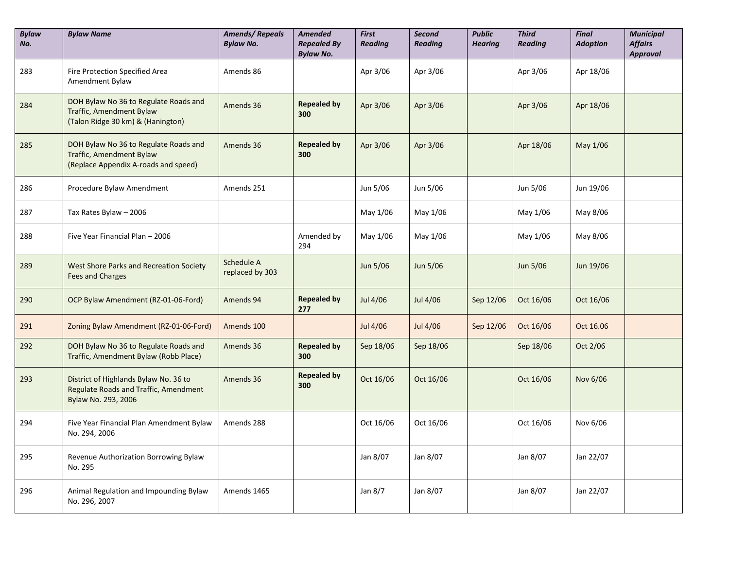| *Bylaw No.* | *Bylaw Name* | *Amends/ Repeals Bylaw No.* | *Amended Repealed By Bylaw No.* | *First Reading* | *Second Reading* | *Public Hearing* | *Third Reading* | *Final Adoption* | *Municipal Affairs Approval* |
|---|---|---|---|---|---|---|---|---|---|
| 283 | Fire Protection Specified Area Amendment Bylaw | Amends 86 | | Apr 3/06 | Apr 3/06 | | Apr 3/06 | Apr 18/06 | |
| 284 | DOH Bylaw No 36 to Regulate Roads and Traffic, Amendment Bylaw (Talon Ridge 30 km) & (Hanington) | Amends 36 | **Repealed by 300** | Apr 3/06 | Apr 3/06 | | Apr 3/06 | Apr 18/06 | |
| 285 | DOH Bylaw No 36 to Regulate Roads and Traffic, Amendment Bylaw (Replace Appendix A-roads and speed) | Amends 36 | **Repealed by 300** | Apr 3/06 | Apr 3/06 | | Apr 18/06 | May 1/06 | |
| 286 | Procedure Bylaw Amendment | Amends 251 | | Jun 5/06 | Jun 5/06 | | Jun 5/06 | Jun 19/06 | |
| 287 | Tax Rates Bylaw – 2006 | | | May 1/06 | May 1/06 | | May 1/06 | May 8/06 | |
| 288 | Five Year Financial Plan – 2006 | | Amended by 294 | May 1/06 | May 1/06 | | May 1/06 | May 8/06 | |
| 289 | West Shore Parks and Recreation Society Fees and Charges | Schedule A replaced by 303 | | Jun 5/06 | Jun 5/06 | | Jun 5/06 | Jun 19/06 | |
| 290 | OCP Bylaw Amendment (RZ-01-06-Ford) | Amends 94 | **Repealed by 277** | Jul 4/06 | Jul 4/06 | Sep 12/06 | Oct 16/06 | Oct 16/06 | |
| 291 | Zoning Bylaw Amendment (RZ-01-06-Ford) | Amends 100 | | Jul 4/06 | Jul 4/06 | Sep 12/06 | Oct 16/06 | Oct 16.06 | |
| 292 | DOH Bylaw No 36 to Regulate Roads and Traffic, Amendment Bylaw (Robb Place) | Amends 36 | **Repealed by 300** | Sep 18/06 | Sep 18/06 | | Sep 18/06 | Oct 2/06 | |
| 293 | District of Highlands Bylaw No. 36 to Regulate Roads and Traffic, Amendment Bylaw No. 293, 2006 | Amends 36 | **Repealed by 300** | Oct 16/06 | Oct 16/06 | | Oct 16/06 | Nov 6/06 | |
| 294 | Five Year Financial Plan Amendment Bylaw No. 294, 2006 | Amends 288 | | Oct 16/06 | Oct 16/06 | | Oct 16/06 | Nov 6/06 | |
| 295 | Revenue Authorization Borrowing Bylaw No. 295 | | | Jan 8/07 | Jan 8/07 | | Jan 8/07 | Jan 22/07 | |
| 296 | Animal Regulation and Impounding Bylaw No. 296, 2007 | Amends 1465 | | Jan 8/7 | Jan 8/07 | | Jan 8/07 | Jan 22/07 | |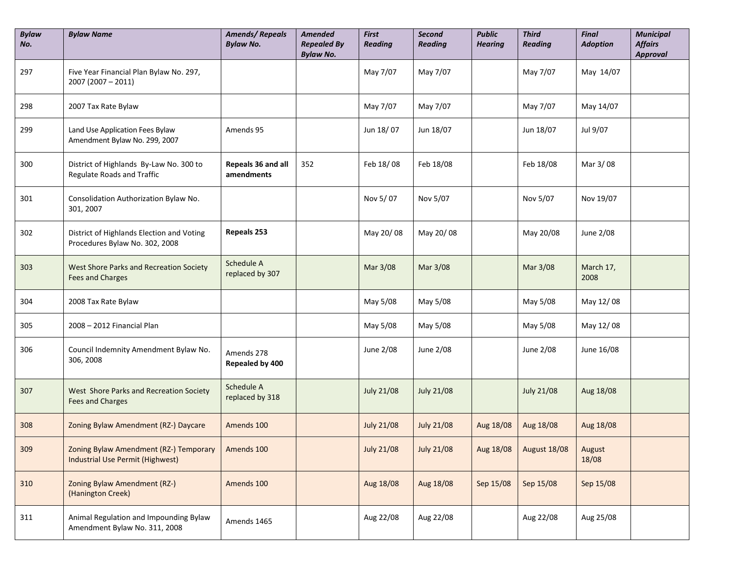| Bylaw No. | Bylaw Name | Amends/ Repeals Bylaw No. | Amended Repealed By Bylaw No. | First Reading | Second Reading | Public Hearing | Third Reading | Final Adoption | Municipal Affairs Approval |
|---|---|---|---|---|---|---|---|---|---|
| 297 | Five Year Financial Plan Bylaw No. 297, 2007 (2007 – 2011) | | | May 7/07 | May 7/07 | | May 7/07 | May 14/07 | |
| 298 | 2007 Tax Rate Bylaw | | | May 7/07 | May 7/07 | | May 7/07 | May 14/07 | |
| 299 | Land Use Application Fees Bylaw Amendment Bylaw No. 299, 2007 | Amends 95 | | Jun 18/ 07 | Jun 18/07 | | Jun 18/07 | Jul 9/07 | |
| 300 | District of Highlands By-Law No. 300 to Regulate Roads and Traffic | **Repeals 36 and all amendments** | 352 | Feb 18/ 08 | Feb 18/08 | | Feb 18/08 | Mar 3/ 08 | |
| 301 | Consolidation Authorization Bylaw No. 301, 2007 | | | Nov 5/ 07 | Nov 5/07 | | Nov 5/07 | Nov 19/07 | |
| 302 | District of Highlands Election and Voting Procedures Bylaw No. 302, 2008 | **Repeals 253** | | May 20/ 08 | May 20/ 08 | | May 20/08 | June 2/08 | |
| 303 | West Shore Parks and Recreation Society Fees and Charges | Schedule A replaced by 307 | | Mar 3/08 | Mar 3/08 | | Mar 3/08 | March 17, 2008 | |
| 304 | 2008 Tax Rate Bylaw | | | May 5/08 | May 5/08 | | May 5/08 | May 12/ 08 | |
| 305 | 2008 – 2012 Financial Plan | | | May 5/08 | May 5/08 | | May 5/08 | May 12/ 08 | |
| 306 | Council Indemnity Amendment Bylaw No. 306, 2008 | Amends 278 **Repealed by 400** | | June 2/08 | June 2/08 | | June 2/08 | June 16/08 | |
| 307 | West Shore Parks and Recreation Society Fees and Charges | Schedule A replaced by 318 | | July 21/08 | July 21/08 | | July 21/08 | Aug 18/08 | |
| 308 | Zoning Bylaw Amendment (RZ-) Daycare | Amends 100 | | July 21/08 | July 21/08 | Aug 18/08 | Aug 18/08 | Aug 18/08 | |
| 309 | Zoning Bylaw Amendment (RZ-) Temporary Industrial Use Permit (Highwest) | Amends 100 | | July 21/08 | July 21/08 | Aug 18/08 | August 18/08 | August 18/08 | |
| 310 | Zoning Bylaw Amendment (RZ-) (Hanington Creek) | Amends 100 | | Aug 18/08 | Aug 18/08 | Sep 15/08 | Sep 15/08 | Sep 15/08 | |
| 311 | Animal Regulation and Impounding Bylaw Amendment Bylaw No. 311, 2008 | Amends 1465 | | Aug 22/08 | Aug 22/08 | | Aug 22/08 | Aug 25/08 | |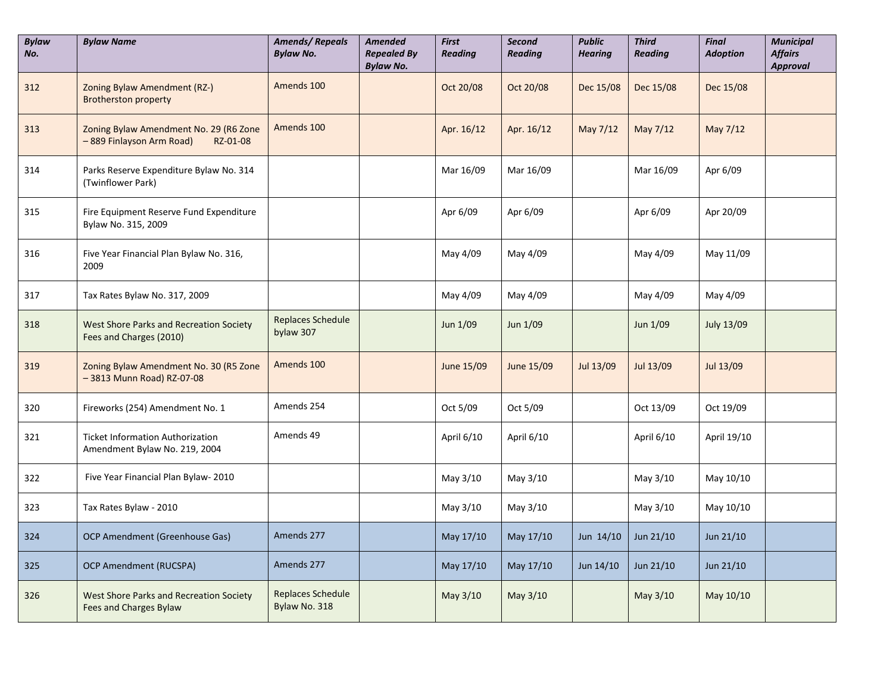| Bylaw No. | Bylaw Name | Amends/ Repeals Bylaw No. | Amended Repealed By Bylaw No. | First Reading | Second Reading | Public Hearing | Third Reading | Final Adoption | Municipal Affairs Approval |
|---|---|---|---|---|---|---|---|---|---|
| 312 | Zoning Bylaw Amendment (RZ-) Brotherston property | Amends 100 | | Oct 20/08 | Oct 20/08 | Dec 15/08 | Dec 15/08 | Dec 15/08 | |
| 313 | Zoning Bylaw Amendment No. 29 (R6 Zone – 889 Finlayson Arm Road) RZ-01-08 | Amends 100 | | Apr. 16/12 | Apr. 16/12 | May 7/12 | May 7/12 | May 7/12 | |
| 314 | Parks Reserve Expenditure Bylaw No. 314 (Twinflower Park) | | | Mar 16/09 | Mar 16/09 | | Mar 16/09 | Apr 6/09 | |
| 315 | Fire Equipment Reserve Fund Expenditure Bylaw No. 315, 2009 | | | Apr 6/09 | Apr 6/09 | | Apr 6/09 | Apr 20/09 | |
| 316 | Five Year Financial Plan Bylaw No. 316, 2009 | | | May 4/09 | May 4/09 | | May 4/09 | May 11/09 | |
| 317 | Tax Rates Bylaw No. 317, 2009 | | | May 4/09 | May 4/09 | | May 4/09 | May 4/09 | |
| 318 | West Shore Parks and Recreation Society Fees and Charges (2010) | Replaces Schedule bylaw 307 | | Jun 1/09 | Jun 1/09 | | Jun 1/09 | July 13/09 | |
| 319 | Zoning Bylaw Amendment No. 30 (R5 Zone – 3813 Munn Road) RZ-07-08 | Amends 100 | | June 15/09 | June 15/09 | Jul 13/09 | Jul 13/09 | Jul 13/09 | |
| 320 | Fireworks (254) Amendment No. 1 | Amends 254 | | Oct 5/09 | Oct 5/09 | | Oct 13/09 | Oct 19/09 | |
| 321 | Ticket Information Authorization Amendment Bylaw No. 219, 2004 | Amends 49 | | April 6/10 | April 6/10 | | April 6/10 | April 19/10 | |
| 322 | Five Year Financial Plan Bylaw- 2010 | | | May 3/10 | May 3/10 | | May 3/10 | May 10/10 | |
| 323 | Tax Rates Bylaw - 2010 | | | May 3/10 | May 3/10 | | May 3/10 | May 10/10 | |
| 324 | OCP Amendment (Greenhouse Gas) | Amends 277 | | May 17/10 | May 17/10 | Jun 14/10 | Jun 21/10 | Jun 21/10 | |
| 325 | OCP Amendment (RUCSPA) | Amends 277 | | May 17/10 | May 17/10 | Jun 14/10 | Jun 21/10 | Jun 21/10 | |
| 326 | West Shore Parks and Recreation Society Fees and Charges Bylaw | Replaces Schedule Bylaw No. 318 | | May 3/10 | May 3/10 | | May 3/10 | May 10/10 | |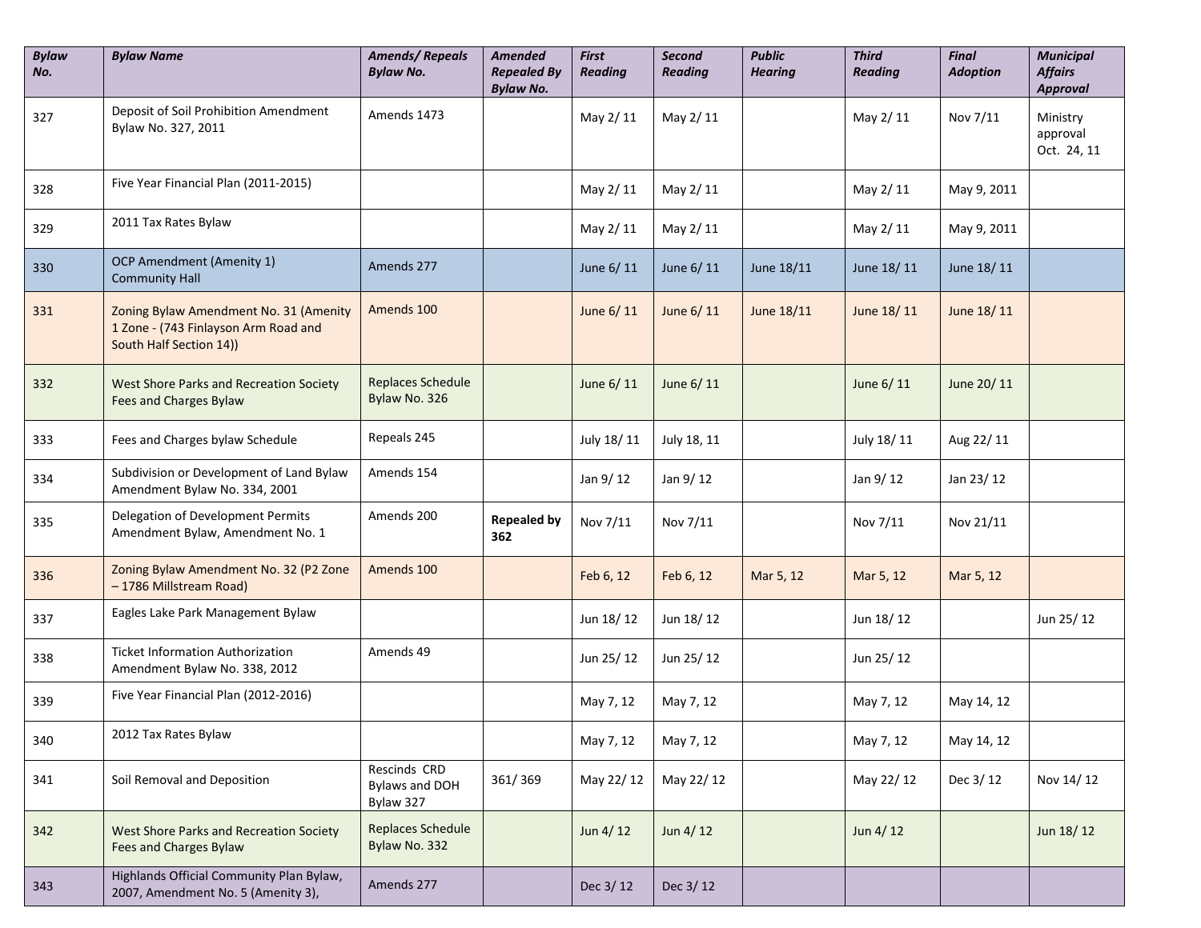| Bylaw No. | Bylaw Name | Amends/ Repeals Bylaw No. | Amended Repealed By Bylaw No. | First Reading | Second Reading | Public Hearing | Third Reading | Final Adoption | Municipal Affairs Approval |
|---|---|---|---|---|---|---|---|---|---|
| 327 | Deposit of Soil Prohibition Amendment Bylaw No. 327, 2011 | Amends 1473 | | May 2/ 11 | May 2/ 11 | | May 2/ 11 | Nov 7/11 | Ministry approval Oct. 24, 11 |
| 328 | Five Year Financial Plan (2011-2015) | | | May 2/ 11 | May 2/ 11 | | May 2/ 11 | May 9, 2011 | |
| 329 | 2011 Tax Rates Bylaw | | | May 2/ 11 | May 2/ 11 | | May 2/ 11 | May 9, 2011 | |
| 330 | OCP Amendment (Amenity 1) Community Hall | Amends 277 | | June 6/ 11 | June 6/ 11 | June 18/11 | June 18/ 11 | June 18/ 11 | |
| 331 | Zoning Bylaw Amendment No. 31 (Amenity 1 Zone - (743 Finlayson Arm Road and South Half Section 14)) | Amends 100 | | June 6/ 11 | June 6/ 11 | June 18/11 | June 18/ 11 | June 18/ 11 | |
| 332 | West Shore Parks and Recreation Society Fees and Charges Bylaw | Replaces Schedule Bylaw No. 326 | | June 6/ 11 | June 6/ 11 | | June 6/ 11 | June 20/ 11 | |
| 333 | Fees and Charges bylaw Schedule | Repeals 245 | | July 18/ 11 | July 18, 11 | | July 18/ 11 | Aug 22/ 11 | |
| 334 | Subdivision or Development of Land Bylaw Amendment Bylaw No. 334, 2001 | Amends 154 | | Jan 9/ 12 | Jan 9/ 12 | | Jan 9/ 12 | Jan 23/ 12 | |
| 335 | Delegation of Development Permits Amendment Bylaw, Amendment No. 1 | Amends 200 | **Repealed by 362** | Nov 7/11 | Nov 7/11 | | Nov 7/11 | Nov 21/11 | |
| 336 | Zoning Bylaw Amendment No. 32 (P2 Zone – 1786 Millstream Road) | Amends 100 | | Feb 6, 12 | Feb 6, 12 | Mar 5, 12 | Mar 5, 12 | Mar 5, 12 | |
| 337 | Eagles Lake Park Management Bylaw | | | Jun 18/ 12 | Jun 18/ 12 | | Jun 18/ 12 | | Jun 25/ 12 |
| 338 | Ticket Information Authorization Amendment Bylaw No. 338, 2012 | Amends 49 | | Jun 25/ 12 | Jun 25/ 12 | | Jun 25/ 12 | | |
| 339 | Five Year Financial Plan (2012-2016) | | | May 7, 12 | May 7, 12 | | May 7, 12 | May 14, 12 | |
| 340 | 2012 Tax Rates Bylaw | | | May 7, 12 | May 7, 12 | | May 7, 12 | May 14, 12 | |
| 341 | Soil Removal and Deposition | Rescinds CRD Bylaws and DOH Bylaw 327 | 361/ 369 | May 22/ 12 | May 22/ 12 | | May 22/ 12 | Dec 3/ 12 | Nov 14/ 12 |
| 342 | West Shore Parks and Recreation Society Fees and Charges Bylaw | Replaces Schedule Bylaw No. 332 | | Jun 4/ 12 | Jun 4/ 12 | | Jun 4/ 12 | | Jun 18/ 12 |
| 343 | Highlands Official Community Plan Bylaw, 2007, Amendment No. 5 (Amenity 3), | Amends 277 | | Dec 3/ 12 | Dec 3/ 12 | | | | |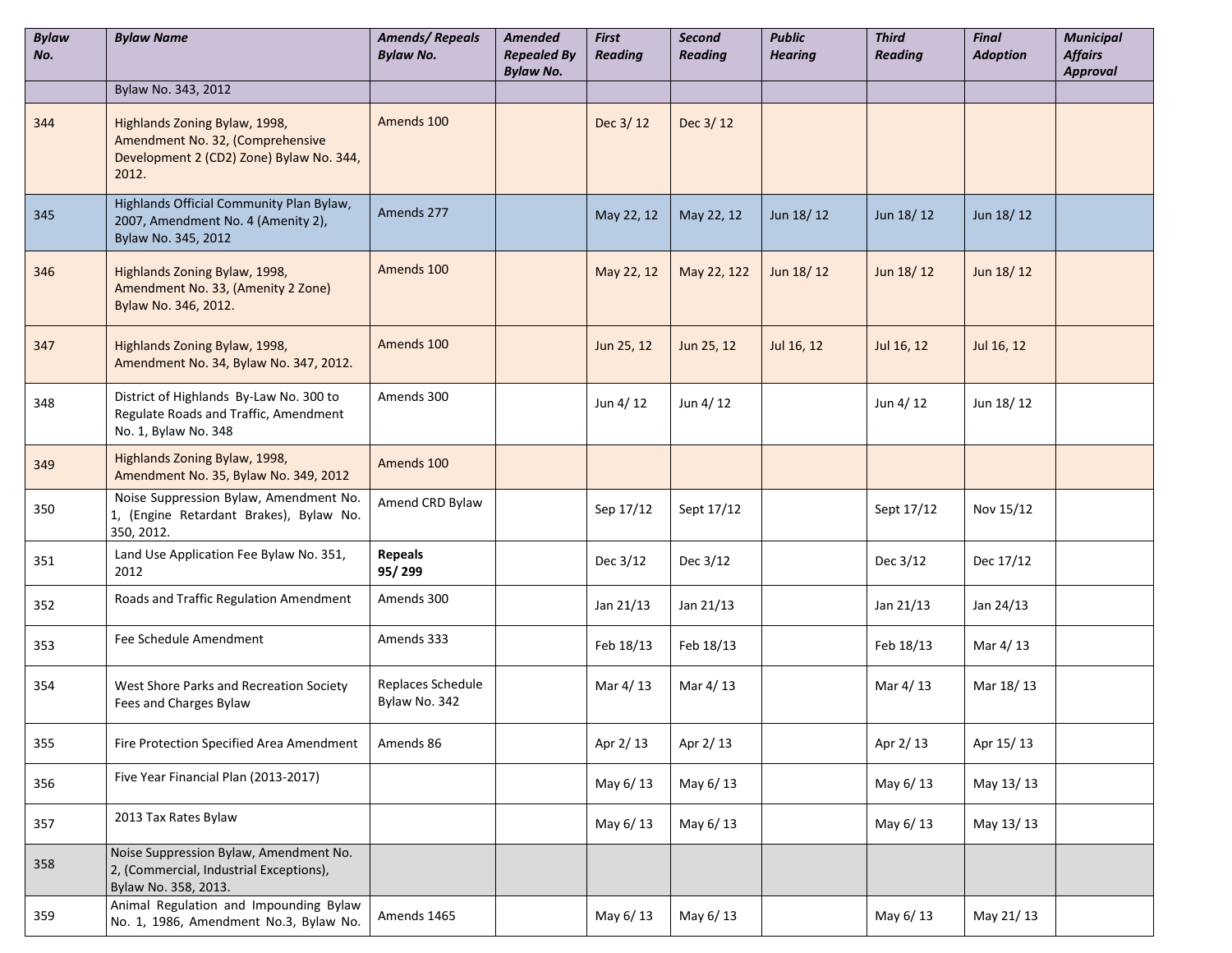| Bylaw No. | Bylaw Name | Amends/ Repeals Bylaw No. | Amended Repealed By Bylaw No. | First Reading | Second Reading | Public Hearing | Third Reading | Final Adoption | Municipal Affairs Approval |
|---|---|---|---|---|---|---|---|---|---|
| | Bylaw No. 343, 2012 | | | | | | | | |
| 344 | Highlands Zoning Bylaw, 1998, Amendment No. 32, (Comprehensive Development 2 (CD2) Zone) Bylaw No. 344, 2012. | Amends 100 | | Dec 3/ 12 | Dec 3/ 12 | | | | |
| 345 | Highlands Official Community Plan Bylaw, 2007, Amendment No. 4 (Amenity 2), Bylaw No. 345, 2012 | Amends 277 | | May 22, 12 | May 22, 12 | Jun 18/ 12 | Jun 18/ 12 | Jun 18/ 12 | |
| 346 | Highlands Zoning Bylaw, 1998, Amendment No. 33, (Amenity 2 Zone) Bylaw No. 346, 2012. | Amends 100 | | May 22, 12 | May 22, 122 | Jun 18/ 12 | Jun 18/ 12 | Jun 18/ 12 | |
| 347 | Highlands Zoning Bylaw, 1998, Amendment No. 34, Bylaw No. 347, 2012. | Amends 100 | | Jun 25, 12 | Jun 25, 12 | Jul 16, 12 | Jul 16, 12 | Jul 16, 12 | |
| 348 | District of Highlands By-Law No. 300 to Regulate Roads and Traffic, Amendment No. 1, Bylaw No. 348 | Amends 300 | | Jun 4/ 12 | Jun 4/ 12 | | Jun 4/ 12 | Jun 18/ 12 | |
| 349 | Highlands Zoning Bylaw, 1998, Amendment No. 35, Bylaw No. 349, 2012 | Amends 100 | | | | | | | |
| 350 | Noise Suppression Bylaw, Amendment No. 1, (Engine Retardant Brakes), Bylaw No. 350, 2012. | Amend CRD Bylaw | | Sep 17/12 | Sept 17/12 | | Sept 17/12 | Nov 15/12 | |
| 351 | Land Use Application Fee Bylaw No. 351, 2012 | **Repeals 95/ 299** | | Dec 3/12 | Dec 3/12 | | Dec 3/12 | Dec 17/12 | |
| 352 | Roads and Traffic Regulation Amendment | Amends 300 | | Jan 21/13 | Jan 21/13 | | Jan 21/13 | Jan 24/13 | |
| 353 | Fee Schedule Amendment | Amends 333 | | Feb 18/13 | Feb 18/13 | | Feb 18/13 | Mar 4/ 13 | |
| 354 | West Shore Parks and Recreation Society Fees and Charges Bylaw | Replaces Schedule Bylaw No. 342 | | Mar 4/ 13 | Mar 4/ 13 | | Mar 4/ 13 | Mar 18/ 13 | |
| 355 | Fire Protection Specified Area Amendment | Amends 86 | | Apr 2/ 13 | Apr 2/ 13 | | Apr 2/ 13 | Apr 15/ 13 | |
| 356 | Five Year Financial Plan (2013-2017) | | | May 6/ 13 | May 6/ 13 | | May 6/ 13 | May 13/ 13 | |
| 357 | 2013 Tax Rates Bylaw | | | May 6/ 13 | May 6/ 13 | | May 6/ 13 | May 13/ 13 | |
| 358 | Noise Suppression Bylaw, Amendment No. 2, (Commercial, Industrial Exceptions), Bylaw No. 358, 2013. | | | | | | | | |
| 359 | Animal Regulation and Impounding Bylaw No. 1, 1986, Amendment No.3, Bylaw No. | Amends 1465 | | May 6/ 13 | May 6/ 13 | | May 6/ 13 | May 21/ 13 | |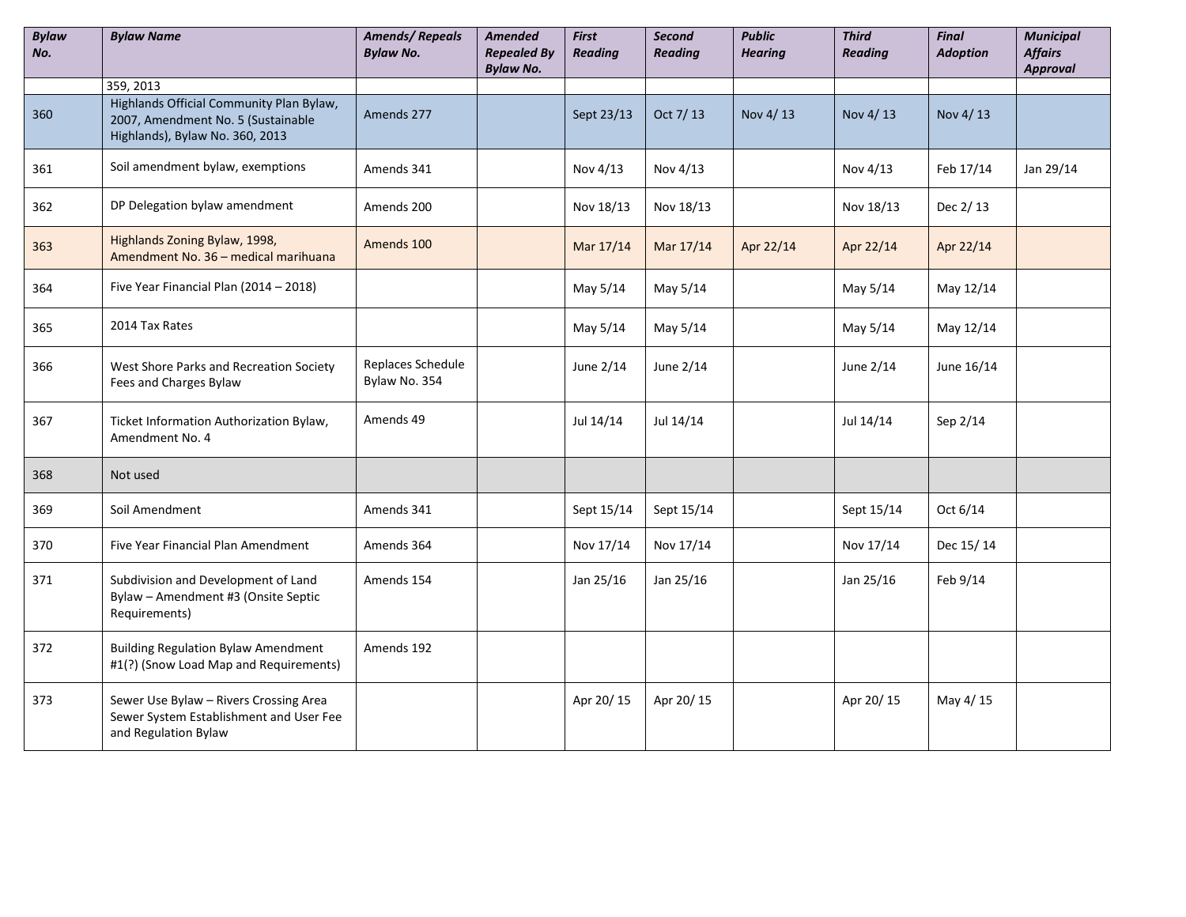| Bylaw No. | Bylaw Name | Amends/ Repeals Bylaw No. | Amended Repealed By Bylaw No. | First Reading | Second Reading | Public Hearing | Third Reading | Final Adoption | Municipal Affairs Approval |
|---|---|---|---|---|---|---|---|---|---|
| | 359, 2013 | | | | | | | | |
| 360 | Highlands Official Community Plan Bylaw, 2007, Amendment No. 5 (Sustainable Highlands), Bylaw No. 360, 2013 | Amends 277 | | Sept 23/13 | Oct 7/ 13 | Nov 4/ 13 | Nov 4/ 13 | Nov 4/ 13 | |
| 361 | Soil amendment bylaw, exemptions | Amends 341 | | Nov 4/13 | Nov 4/13 | | Nov 4/13 | Feb 17/14 | Jan 29/14 |
| 362 | DP Delegation bylaw amendment | Amends 200 | | Nov 18/13 | Nov 18/13 | | Nov 18/13 | Dec 2/ 13 | |
| 363 | Highlands Zoning Bylaw, 1998, Amendment No. 36 – medical marihuana | Amends 100 | | Mar 17/14 | Mar 17/14 | Apr 22/14 | Apr 22/14 | Apr 22/14 | |
| 364 | Five Year Financial Plan (2014 – 2018) | | | May 5/14 | May 5/14 | | May 5/14 | May 12/14 | |
| 365 | 2014 Tax Rates | | | May 5/14 | May 5/14 | | May 5/14 | May 12/14 | |
| 366 | West Shore Parks and Recreation Society Fees and Charges Bylaw | Replaces Schedule Bylaw No. 354 | | June 2/14 | June 2/14 | | June 2/14 | June 16/14 | |
| 367 | Ticket Information Authorization Bylaw, Amendment No. 4 | Amends 49 | | Jul 14/14 | Jul 14/14 | | Jul 14/14 | Sep 2/14 | |
| 368 | Not used | | | | | | | | |
| 369 | Soil Amendment | Amends 341 | | Sept 15/14 | Sept 15/14 | | Sept 15/14 | Oct 6/14 | |
| 370 | Five Year Financial Plan Amendment | Amends 364 | | Nov 17/14 | Nov 17/14 | | Nov 17/14 | Dec 15/ 14 | |
| 371 | Subdivision and Development of Land Bylaw – Amendment #3 (Onsite Septic Requirements) | Amends 154 | | Jan 25/16 | Jan 25/16 | | Jan 25/16 | Feb 9/14 | |
| 372 | Building Regulation Bylaw Amendment #1(?) (Snow Load Map and Requirements) | Amends 192 | | | | | | | |
| 373 | Sewer Use Bylaw – Rivers Crossing Area Sewer System Establishment and User Fee and Regulation Bylaw | | | Apr 20/ 15 | Apr 20/ 15 | | Apr 20/ 15 | May 4/ 15 | |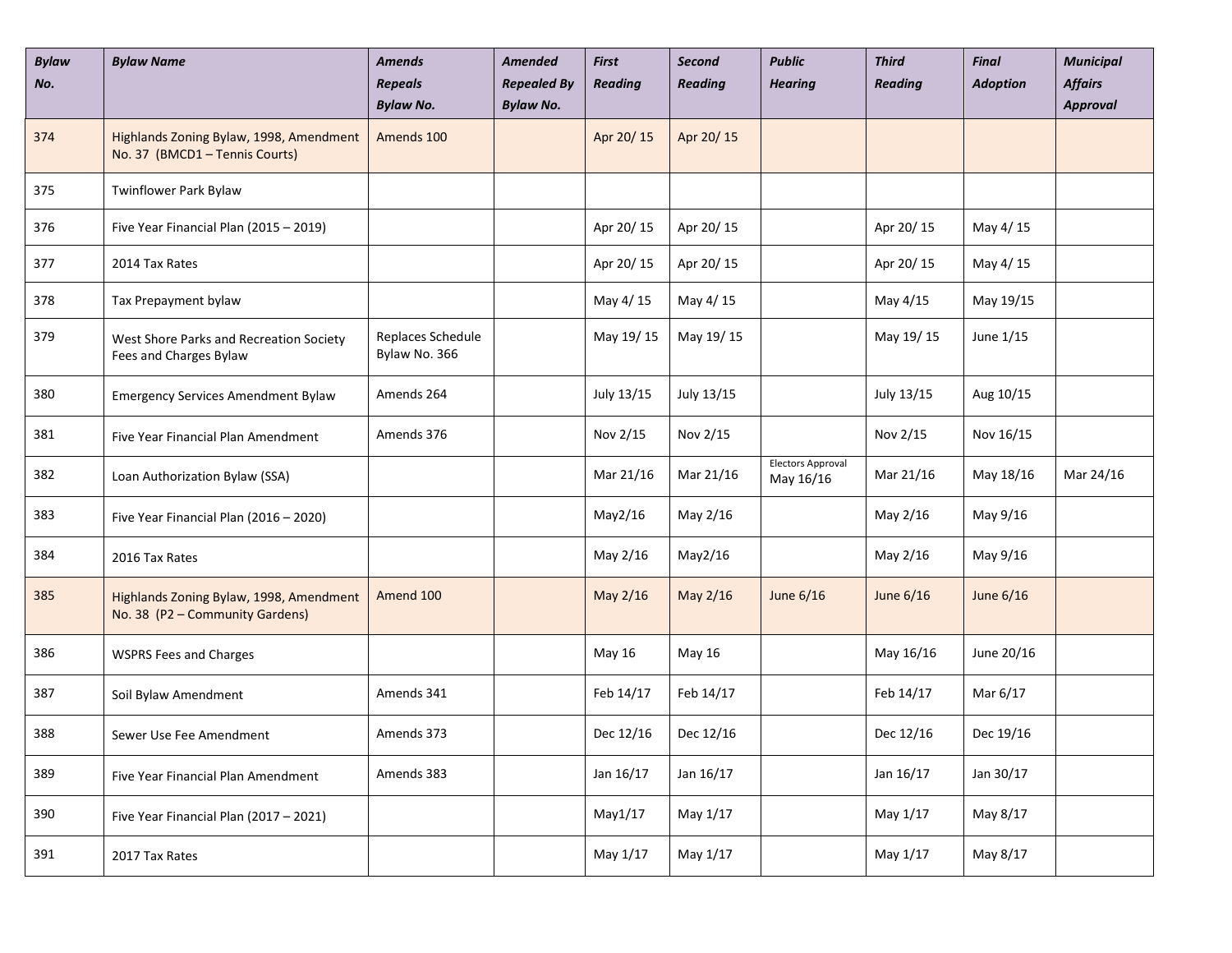| Bylaw No. | Bylaw Name | Amends Repeals Bylaw No. | Amended Repealed By Bylaw No. | First Reading | Second Reading | Public Hearing | Third Reading | Final Adoption | Municipal Affairs Approval |
|---|---|---|---|---|---|---|---|---|---|
| 374 | Highlands Zoning Bylaw, 1998, Amendment No. 37 (BMCD1 – Tennis Courts) | Amends 100 | | Apr 20/ 15 | Apr 20/ 15 | | | | |
| 375 | Twinflower Park Bylaw | | | | | | | | |
| 376 | Five Year Financial Plan (2015 – 2019) | | | Apr 20/ 15 | Apr 20/ 15 | | Apr 20/ 15 | May 4/ 15 | |
| 377 | 2014 Tax Rates | | | Apr 20/ 15 | Apr 20/ 15 | | Apr 20/ 15 | May 4/ 15 | |
| 378 | Tax Prepayment bylaw | | | May 4/ 15 | May 4/ 15 | | May 4/15 | May 19/15 | |
| 379 | West Shore Parks and Recreation Society Fees and Charges Bylaw | Replaces Schedule Bylaw No. 366 | | May 19/ 15 | May 19/ 15 | | May 19/ 15 | June 1/15 | |
| 380 | Emergency Services Amendment Bylaw | Amends 264 | | July 13/15 | July 13/15 | | July 13/15 | Aug 10/15 | |
| 381 | Five Year Financial Plan Amendment | Amends 376 | | Nov 2/15 | Nov 2/15 | | Nov 2/15 | Nov 16/15 | |
| 382 | Loan Authorization Bylaw (SSA) | | | Mar 21/16 | Mar 21/16 | Electors Approval May 16/16 | Mar 21/16 | May 18/16 | Mar 24/16 |
| 383 | Five Year Financial Plan (2016 – 2020) | | | May2/16 | May 2/16 | | May 2/16 | May 9/16 | |
| 384 | 2016 Tax Rates | | | May 2/16 | May2/16 | | May 2/16 | May 9/16 | |
| 385 | Highlands Zoning Bylaw, 1998, Amendment No. 38 (P2 – Community Gardens) | Amend 100 | | May 2/16 | May 2/16 | June 6/16 | June 6/16 | June 6/16 | |
| 386 | WSPRS Fees and Charges | | | May 16 | May 16 | | May 16/16 | June 20/16 | |
| 387 | Soil Bylaw Amendment | Amends 341 | | Feb 14/17 | Feb 14/17 | | Feb 14/17 | Mar 6/17 | |
| 388 | Sewer Use Fee Amendment | Amends 373 | | Dec 12/16 | Dec 12/16 | | Dec 12/16 | Dec 19/16 | |
| 389 | Five Year Financial Plan Amendment | Amends 383 | | Jan 16/17 | Jan 16/17 | | Jan 16/17 | Jan 30/17 | |
| 390 | Five Year Financial Plan (2017 – 2021) | | | May1/17 | May 1/17 | | May 1/17 | May 8/17 | |
| 391 | 2017 Tax Rates | | | May 1/17 | May 1/17 | | May 1/17 | May 8/17 | |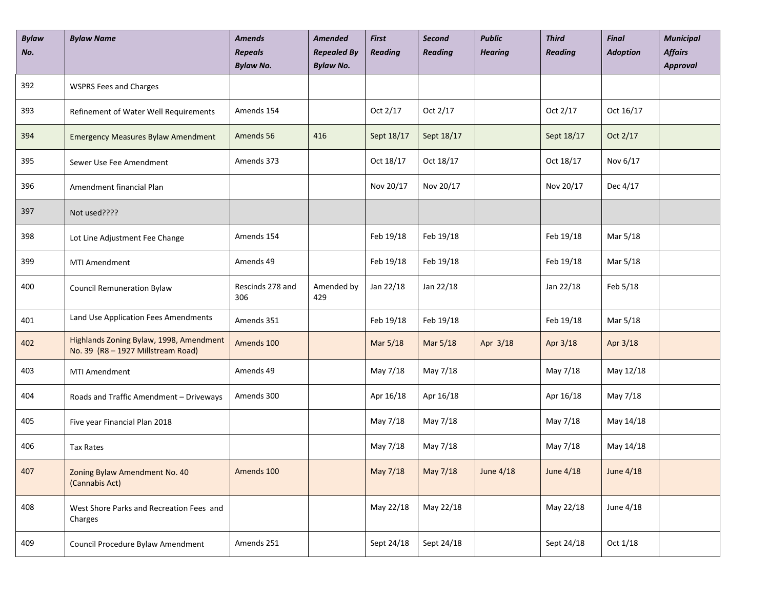| Bylaw No. | Bylaw Name | Amends Repeals Bylaw No. | Amended Repealed By Bylaw No. | First Reading | Second Reading | Public Hearing | Third Reading | Final Adoption | Municipal Affairs Approval |
|---|---|---|---|---|---|---|---|---|---|
| 392 | WSPRS Fees and Charges | | | | | | | | |
| 393 | Refinement of Water Well Requirements | Amends 154 | | Oct 2/17 | Oct 2/17 | | Oct 2/17 | Oct 16/17 | |
| 394 | Emergency Measures Bylaw Amendment | Amends 56 | 416 | Sept 18/17 | Sept 18/17 | | Sept 18/17 | Oct 2/17 | |
| 395 | Sewer Use Fee Amendment | Amends 373 | | Oct 18/17 | Oct 18/17 | | Oct 18/17 | Nov 6/17 | |
| 396 | Amendment financial Plan | | | Nov 20/17 | Nov 20/17 | | Nov 20/17 | Dec 4/17 | |
| 397 | Not used???? | | | | | | | | |
| 398 | Lot Line Adjustment Fee Change | Amends 154 | | Feb 19/18 | Feb 19/18 | | Feb 19/18 | Mar 5/18 | |
| 399 | MTI Amendment | Amends 49 | | Feb 19/18 | Feb 19/18 | | Feb 19/18 | Mar 5/18 | |
| 400 | Council Remuneration Bylaw | Rescinds 278 and 306 | Amended by 429 | Jan 22/18 | Jan 22/18 | | Jan 22/18 | Feb 5/18 | |
| 401 | Land Use Application Fees Amendments | Amends 351 | | Feb 19/18 | Feb 19/18 | | Feb 19/18 | Mar 5/18 | |
| 402 | Highlands Zoning Bylaw, 1998, Amendment No. 39 (R8 – 1927 Millstream Road) | Amends 100 | | Mar 5/18 | Mar 5/18 | Apr 3/18 | Apr 3/18 | Apr 3/18 | |
| 403 | MTI Amendment | Amends 49 | | May 7/18 | May 7/18 | | May 7/18 | May 12/18 | |
| 404 | Roads and Traffic Amendment – Driveways | Amends 300 | | Apr 16/18 | Apr 16/18 | | Apr 16/18 | May 7/18 | |
| 405 | Five year Financial Plan 2018 | | | May 7/18 | May 7/18 | | May 7/18 | May 14/18 | |
| 406 | Tax Rates | | | May 7/18 | May 7/18 | | May 7/18 | May 14/18 | |
| 407 | Zoning Bylaw Amendment No. 40 (Cannabis Act) | Amends 100 | | May 7/18 | May 7/18 | June 4/18 | June 4/18 | June 4/18 | |
| 408 | West Shore Parks and Recreation Fees and Charges | | | May 22/18 | May 22/18 | | May 22/18 | June 4/18 | |
| 409 | Council Procedure Bylaw Amendment | Amends 251 | | Sept 24/18 | Sept 24/18 | | Sept 24/18 | Oct 1/18 | |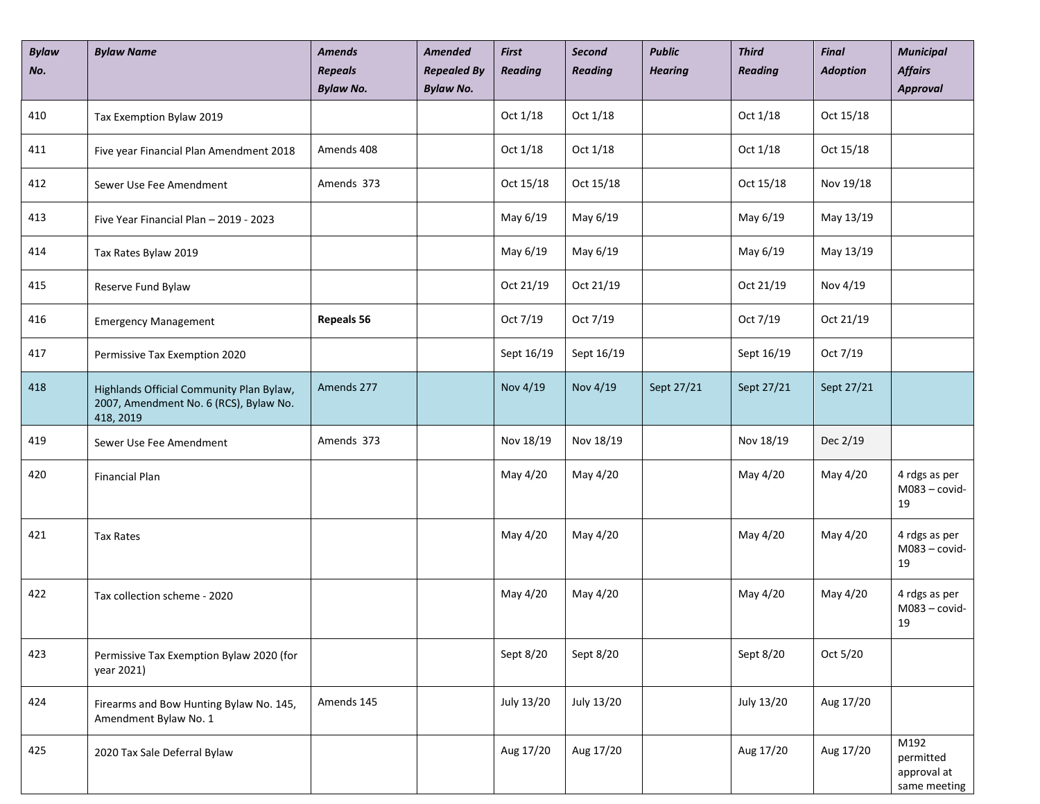| *Bylaw No.* | *Bylaw Name* | *Amends Repeals Bylaw No.* | *Amended Repealed By Bylaw No.* | *First Reading* | *Second Reading* | *Public Hearing* | *Third Reading* | *Final Adoption* | *Municipal Affairs Approval* |
|---|---|---|---|---|---|---|---|---|---|
| 410 | Tax Exemption Bylaw 2019 | | | Oct 1/18 | Oct 1/18 | | Oct 1/18 | Oct 15/18 | |
| 411 | Five year Financial Plan Amendment 2018 | Amends 408 | | Oct 1/18 | Oct 1/18 | | Oct 1/18 | Oct 15/18 | |
| 412 | Sewer Use Fee Amendment | Amends 373 | | Oct 15/18 | Oct 15/18 | | Oct 15/18 | Nov 19/18 | |
| 413 | Five Year Financial Plan – 2019 - 2023 | | | May 6/19 | May 6/19 | | May 6/19 | May 13/19 | |
| 414 | Tax Rates Bylaw 2019 | | | May 6/19 | May 6/19 | | May 6/19 | May 13/19 | |
| 415 | Reserve Fund Bylaw | | | Oct 21/19 | Oct 21/19 | | Oct 21/19 | Nov 4/19 | |
| 416 | Emergency Management | **Repeals 56** | | Oct 7/19 | Oct 7/19 | | Oct 7/19 | Oct 21/19 | |
| 417 | Permissive Tax Exemption 2020 | | | Sept 16/19 | Sept 16/19 | | Sept 16/19 | Oct 7/19 | |
| 418 | Highlands Official Community Plan Bylaw, 2007, Amendment No. 6 (RCS), Bylaw No. 418, 2019 | Amends 277 | | Nov 4/19 | Nov 4/19 | Sept 27/21 | Sept 27/21 | Sept 27/21 | |
| 419 | Sewer Use Fee Amendment | Amends 373 | | Nov 18/19 | Nov 18/19 | | Nov 18/19 | Dec 2/19 | |
| 420 | Financial Plan | | | May 4/20 | May 4/20 | | May 4/20 | May 4/20 | 4 rdgs as per M083 – covid-19 |
| 421 | Tax Rates | | | May 4/20 | May 4/20 | | May 4/20 | May 4/20 | 4 rdgs as per M083 – covid-19 |
| 422 | Tax collection scheme - 2020 | | | May 4/20 | May 4/20 | | May 4/20 | May 4/20 | 4 rdgs as per M083 – covid-19 |
| 423 | Permissive Tax Exemption Bylaw 2020 (for year 2021) | | | Sept 8/20 | Sept 8/20 | | Sept 8/20 | Oct 5/20 | |
| 424 | Firearms and Bow Hunting Bylaw No. 145, Amendment Bylaw No. 1 | Amends 145 | | July 13/20 | July 13/20 | | July 13/20 | Aug 17/20 | |
| 425 | 2020 Tax Sale Deferral Bylaw | | | Aug 17/20 | Aug 17/20 | | Aug 17/20 | Aug 17/20 | M192 permitted approval at same meeting |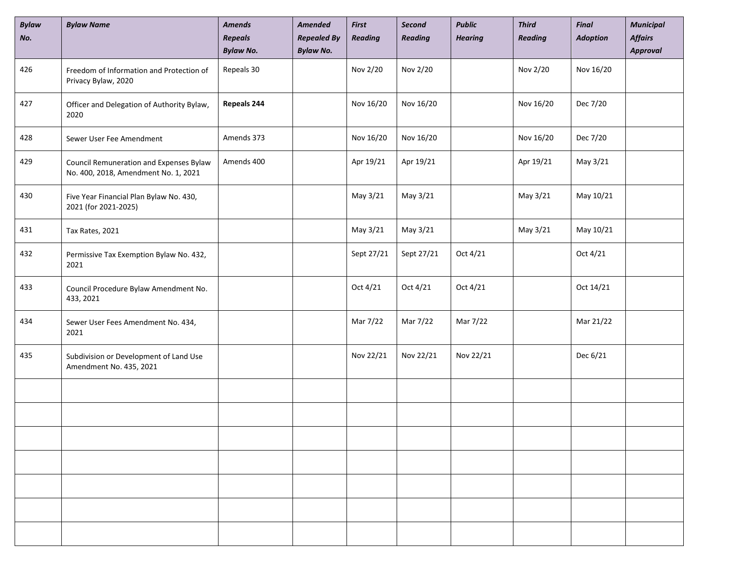| ***Bylaw No.*** | ***Bylaw Name*** | ***Amends Repeals Bylaw No.*** | ***Amended Repealed By Bylaw No.*** | ***First Reading*** | ***Second Reading*** | ***Public Hearing*** | ***Third Reading*** | ***Final Adoption*** | ***Municipal Affairs Approval*** |
|---|---|---|---|---|---|---|---|---|---|
| 426 | Freedom of Information and Protection of Privacy Bylaw, 2020 | Repeals 30 | | Nov 2/20 | Nov 2/20 | | Nov 2/20 | Nov 16/20 | |
| 427 | Officer and Delegation of Authority Bylaw, 2020 | **Repeals 244** | | Nov 16/20 | Nov 16/20 | | Nov 16/20 | Dec 7/20 | |
| 428 | Sewer User Fee Amendment | Amends 373 | | Nov 16/20 | Nov 16/20 | | Nov 16/20 | Dec 7/20 | |
| 429 | Council Remuneration and Expenses Bylaw No. 400, 2018, Amendment No. 1, 2021 | Amends 400 | | Apr 19/21 | Apr 19/21 | | Apr 19/21 | May 3/21 | |
| 430 | Five Year Financial Plan Bylaw No. 430, 2021 (for 2021-2025) | | | May 3/21 | May 3/21 | | May 3/21 | May 10/21 | |
| 431 | Tax Rates, 2021 | | | May 3/21 | May 3/21 | | May 3/21 | May 10/21 | |
| 432 | Permissive Tax Exemption Bylaw No. 432, 2021 | | | Sept 27/21 | Sept 27/21 | Oct 4/21 | | Oct 4/21 | |
| 433 | Council Procedure Bylaw Amendment No. 433, 2021 | | | Oct 4/21 | Oct 4/21 | Oct 4/21 | | Oct 14/21 | |
| 434 | Sewer User Fees Amendment No. 434, 2021 | | | Mar 7/22 | Mar 7/22 | Mar 7/22 | | Mar 21/22 | |
| 435 | Subdivision or Development of Land Use Amendment No. 435, 2021 | | | Nov 22/21 | Nov 22/21 | Nov 22/21 | | Dec 6/21 | |
| | | | | | | | | | |
| | | | | | | | | | |
| | | | | | | | | | |
| | | | | | | | | | |
| | | | | | | | | | |
| | | | | | | | | | |
| | | | | | | | | | |